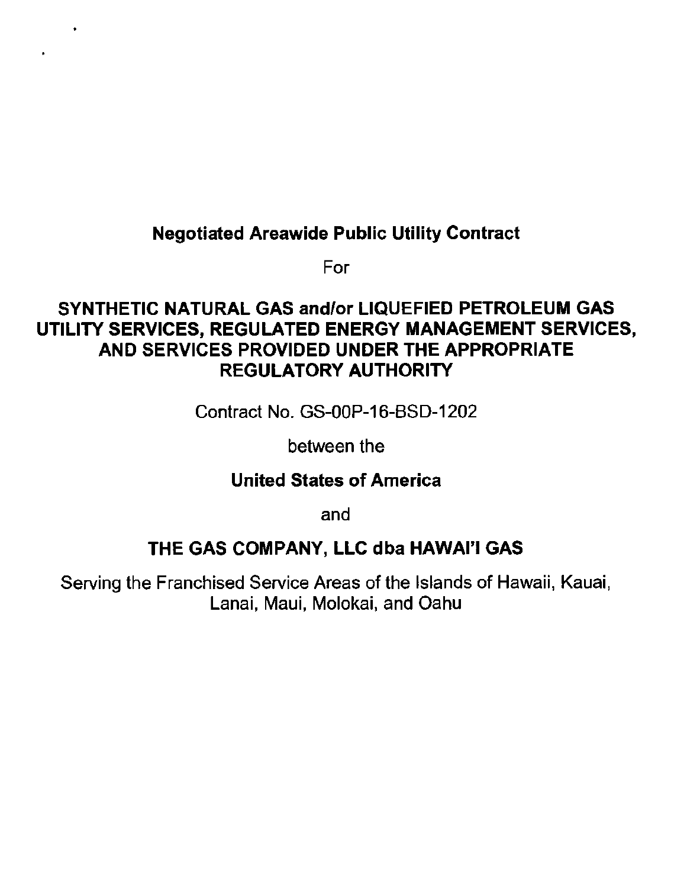**Negotiated Areawide Public Utility Contract**

For

**SYNTHETIC NATURAL GAS and/or LIQUEFIED PETROLEUM GAS UTILITY SERVICES, REGULATED ENERGY MANAGEMENT SERVICES, AND SERVICES PROVIDED UNDER THE APPROPRIATE REGULATORY AUTHORITY**

Contract No. GS-00P-16-BSD-1202

between the

**United States of America**

and

**THE GAS COMPANY, LLC dba HAWAI'I GAS**

Serving the Franchised Service Areas of the Islands of Hawaii, Kauai, Lanai, Maui, Molokai, and Oahu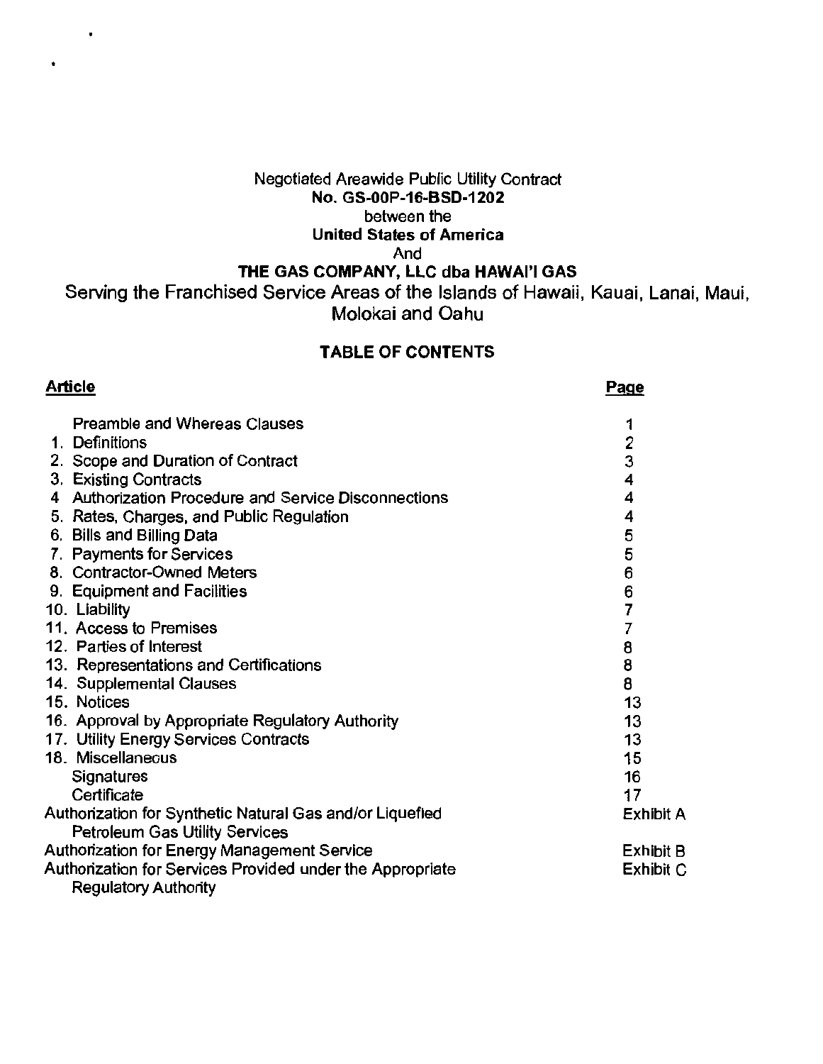Negotiated Areawide Public Utility Contract
**No. GS-00P-16-BSD-1202**
between the
**United States of America**
And
**THE GAS COMPANY, LLC dba HAWAI'I GAS**
Serving the Franchised Service Areas of the Islands of Hawaii, Kauai, Lanai, Maui, Molokai and Oahu

## TABLE OF CONTENTS

| Article | Page |
|---|---|
| Preamble and Whereas Clauses | 1 |
| 1. Definitions | 2 |
| 2. Scope and Duration of Contract | 3 |
| 3. Existing Contracts | 4 |
| 4 Authorization Procedure and Service Disconnections | 4 |
| 5. Rates, Charges, and Public Regulation | 4 |
| 6. Bills and Billing Data | 5 |
| 7. Payments for Services | 5 |
| 8. Contractor-Owned Meters | 6 |
| 9. Equipment and Facilities | 6 |
| 10. Liability | 7 |
| 11. Access to Premises | 7 |
| 12. Parties of Interest | 8 |
| 13. Representations and Certifications | 8 |
| 14. Supplemental Clauses | 8 |
| 15. Notices | 13 |
| 16. Approval by Appropriate Regulatory Authority | 13 |
| 17. Utility Energy Services Contracts | 13 |
| 18. Miscellaneous | 15 |
| Signatures | 16 |
| Certificate | 17 |
| Authorization for Synthetic Natural Gas and/or Liquefied Petroleum Gas Utility Services | Exhibit A |
| Authorization for Energy Management Service | Exhibit B |
| Authorization for Services Provided under the Appropriate Regulatory Authority | Exhibit C |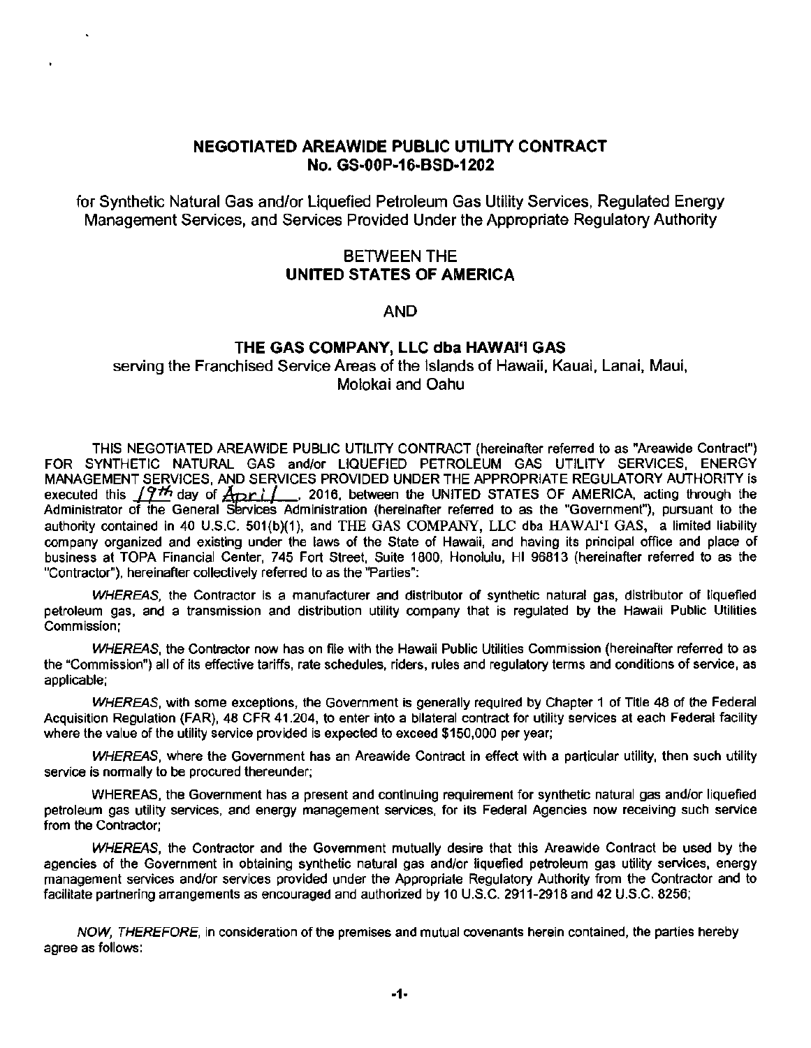# NEGOTIATED AREAWIDE PUBLIC UTILITY CONTRACT
# No. GS-00P-16-BSD-1202

for Synthetic Natural Gas and/or Liquefied Petroleum Gas Utility Services, Regulated Energy Management Services, and Services Provided Under the Appropriate Regulatory Authority

BETWEEN THE
**UNITED STATES OF AMERICA**

AND

**THE GAS COMPANY, LLC dba HAWAI'I GAS**
serving the Franchised Service Areas of the Islands of Hawaii, Kauai, Lanai, Maui, Molokai and Oahu

THIS NEGOTIATED AREAWIDE PUBLIC UTILITY CONTRACT (hereinafter referred to as "Areawide Contract") FOR SYNTHETIC NATURAL GAS and/or LIQUEFIED PETROLEUM GAS UTILITY SERVICES, ENERGY MANAGEMENT SERVICES, AND SERVICES PROVIDED UNDER THE APPROPRIATE REGULATORY AUTHORITY is executed this 19th day of April, 2016, between the UNITED STATES OF AMERICA, acting through the Administrator of the General Services Administration (hereinafter referred to as the "Government"), pursuant to the authority contained in 40 U.S.C. 501(b)(1), and THE GAS COMPANY, LLC dba HAWAI'I GAS, a limited liability company organized and existing under the laws of the State of Hawaii, and having its principal office and place of business at TOPA Financial Center, 745 Fort Street, Suite 1800, Honolulu, HI 96813 (hereinafter referred to as the "Contractor"), hereinafter collectively referred to as the "Parties":

*WHEREAS*, the Contractor is a manufacturer and distributor of synthetic natural gas, distributor of liquefied petroleum gas, and a transmission and distribution utility company that is regulated by the Hawaii Public Utilities Commission;

*WHEREAS*, the Contractor now has on file with the Hawaii Public Utilities Commission (hereinafter referred to as the "Commission") all of its effective tariffs, rate schedules, riders, rules and regulatory terms and conditions of service, as applicable;

*WHEREAS*, with some exceptions, the Government is generally required by Chapter 1 of Title 48 of the Federal Acquisition Regulation (FAR), 48 CFR 41.204, to enter into a bilateral contract for utility services at each Federal facility where the value of the utility service provided is expected to exceed $150,000 per year;

*WHEREAS*, where the Government has an Areawide Contract in effect with a particular utility, then such utility service is normally to be procured thereunder;

WHEREAS, the Government has a present and continuing requirement for synthetic natural gas and/or liquefied petroleum gas utility services, and energy management services, for its Federal Agencies now receiving such service from the Contractor;

*WHEREAS*, the Contractor and the Government mutually desire that this Areawide Contract be used by the agencies of the Government in obtaining synthetic natural gas and/or liquefied petroleum gas utility services, energy management services and/or services provided under the Appropriate Regulatory Authority from the Contractor and to facilitate partnering arrangements as encouraged and authorized by 10 U.S.C. 2911-2918 and 42 U.S.C. 8256;

*NOW, THEREFORE*, in consideration of the premises and mutual covenants herein contained, the parties hereby agree as follows: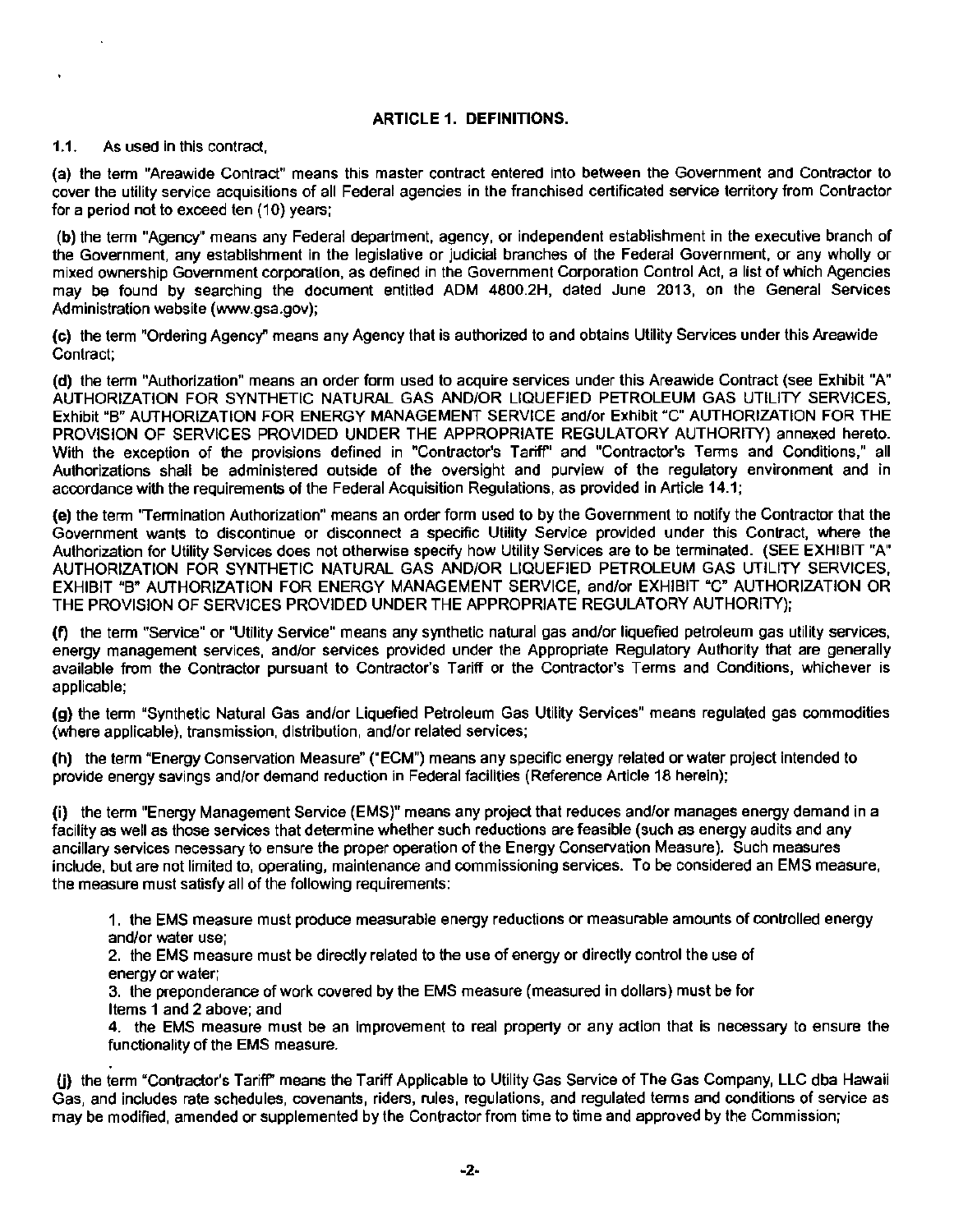## ARTICLE 1. DEFINITIONS.

1.1. As used in this contract,

(a) the term "Areawide Contract" means this master contract entered into between the Government and Contractor to cover the utility service acquisitions of all Federal agencies in the franchised certificated service territory from Contractor for a period not to exceed ten (10) years;

(b) the term "Agency" means any Federal department, agency, or independent establishment in the executive branch of the Government, any establishment in the legislative or judicial branches of the Federal Government, or any wholly or mixed ownership Government corporation, as defined in the Government Corporation Control Act, a list of which Agencies may be found by searching the document entitled ADM 4800.2H, dated June 2013, on the General Services Administration website (www.gsa.gov);

(c) the term "Ordering Agency" means any Agency that is authorized to and obtains Utility Services under this Areawide Contract;

(d) the term "Authorization" means an order form used to acquire services under this Areawide Contract (see Exhibit "A" AUTHORIZATION FOR SYNTHETIC NATURAL GAS AND/OR LIQUEFIED PETROLEUM GAS UTILITY SERVICES, Exhibit "B" AUTHORIZATION FOR ENERGY MANAGEMENT SERVICE and/or Exhibit "C" AUTHORIZATION FOR THE PROVISION OF SERVICES PROVIDED UNDER THE APPROPRIATE REGULATORY AUTHORITY) annexed hereto. With the exception of the provisions defined in "Contractor's Tariff" and "Contractor's Terms and Conditions," all Authorizations shall be administered outside of the oversight and purview of the regulatory environment and in accordance with the requirements of the Federal Acquisition Regulations, as provided in Article 14.1;

(e) the term "Termination Authorization" means an order form used to by the Government to notify the Contractor that the Government wants to discontinue or disconnect a specific Utility Service provided under this Contract, where the Authorization for Utility Services does not otherwise specify how Utility Services are to be terminated. (SEE EXHIBIT "A" AUTHORIZATION FOR SYNTHETIC NATURAL GAS AND/OR LIQUEFIED PETROLEUM GAS UTILITY SERVICES, EXHIBIT "B" AUTHORIZATION FOR ENERGY MANAGEMENT SERVICE, and/or EXHIBIT "C" AUTHORIZATION OR THE PROVISION OF SERVICES PROVIDED UNDER THE APPROPRIATE REGULATORY AUTHORITY);

(f) the term "Service" or "Utility Service" means any synthetic natural gas and/or liquefied petroleum gas utility services, energy management services, and/or services provided under the Appropriate Regulatory Authority that are generally available from the Contractor pursuant to Contractor's Tariff or the Contractor's Terms and Conditions, whichever is applicable;

(g) the term "Synthetic Natural Gas and/or Liquefied Petroleum Gas Utility Services" means regulated gas commodities (where applicable), transmission, distribution, and/or related services;

(h) the term "Energy Conservation Measure" ("ECM") means any specific energy related or water project intended to provide energy savings and/or demand reduction in Federal facilities (Reference Article 18 herein);

(i) the term "Energy Management Service (EMS)" means any project that reduces and/or manages energy demand in a facility as well as those services that determine whether such reductions are feasible (such as energy audits and any ancillary services necessary to ensure the proper operation of the Energy Conservation Measure). Such measures include, but are not limited to, operating, maintenance and commissioning services. To be considered an EMS measure, the measure must satisfy all of the following requirements:

1. the EMS measure must produce measurable energy reductions or measurable amounts of controlled energy and/or water use;
2. the EMS measure must be directly related to the use of energy or directly control the use of energy or water;
3. the preponderance of work covered by the EMS measure (measured in dollars) must be for Items 1 and 2 above; and
4. the EMS measure must be an improvement to real property or any action that is necessary to ensure the functionality of the EMS measure.

(j) the term "Contractor's Tariff" means the Tariff Applicable to Utility Gas Service of The Gas Company, LLC dba Hawaii Gas, and includes rate schedules, covenants, riders, rules, regulations, and regulated terms and conditions of service as may be modified, amended or supplemented by the Contractor from time to time and approved by the Commission;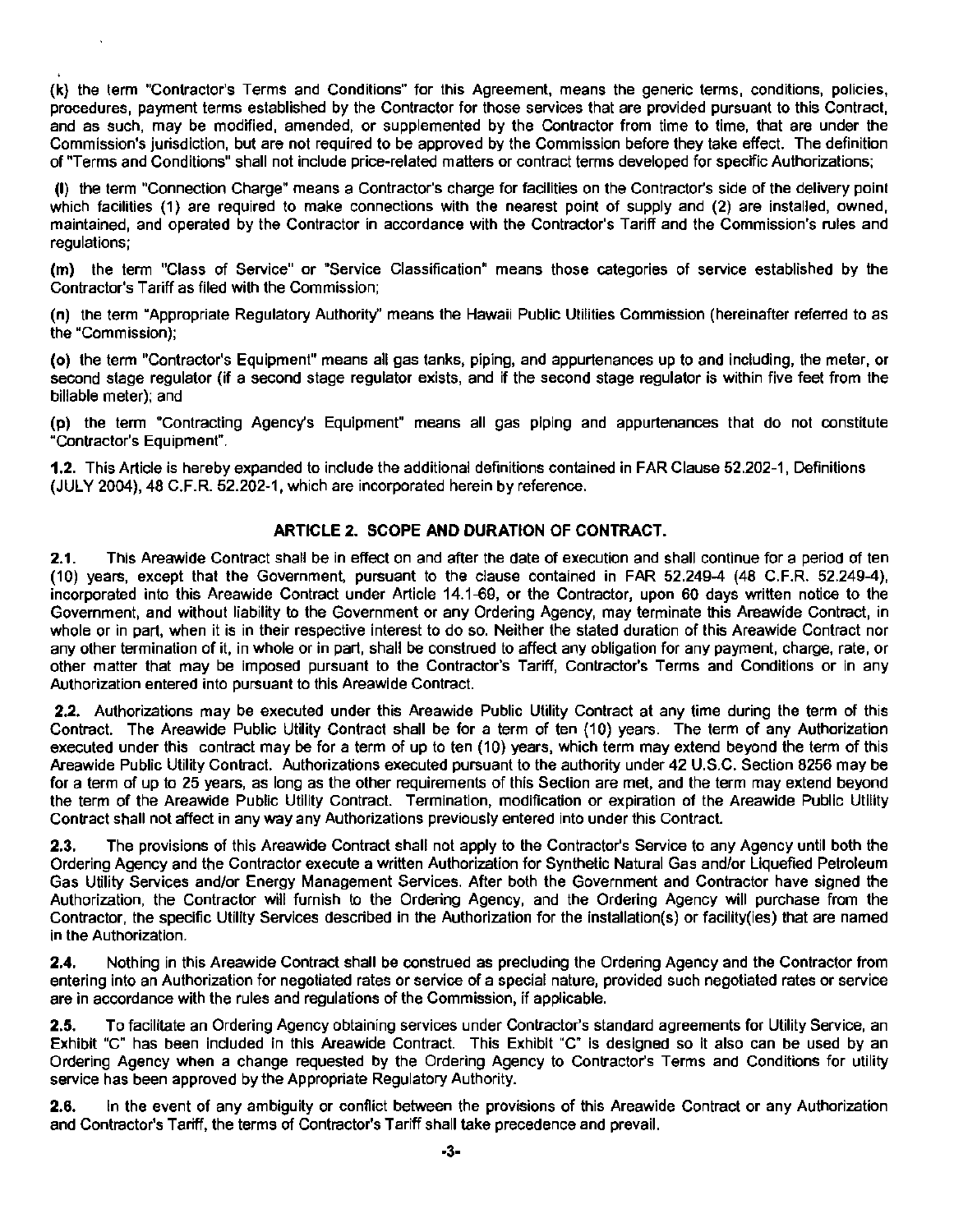(k) the term "Contractor's Terms and Conditions" for this Agreement, means the generic terms, conditions, policies, procedures, payment terms established by the Contractor for those services that are provided pursuant to this Contract, and as such, may be modified, amended, or supplemented by the Contractor from time to time, that are under the Commission's jurisdiction, but are not required to be approved by the Commission before they take effect. The definition of "Terms and Conditions" shall not include price-related matters or contract terms developed for specific Authorizations;

(l) the term "Connection Charge" means a Contractor's charge for facilities on the Contractor's side of the delivery point which facilities (1) are required to make connections with the nearest point of supply and (2) are installed, owned, maintained, and operated by the Contractor in accordance with the Contractor's Tariff and the Commission's rules and regulations;

(m) the term "Class of Service" or "Service Classification" means those categories of service established by the Contractor's Tariff as filed with the Commission;

(n) the term "Appropriate Regulatory Authority" means the Hawaii Public Utilities Commission (hereinafter referred to as the "Commission);

(o) the term "Contractor's Equipment" means all gas tanks, piping, and appurtenances up to and including, the meter, or second stage regulator (if a second stage regulator exists, and if the second stage regulator is within five feet from the billable meter); and

(p) the term "Contracting Agency's Equipment" means all gas piping and appurtenances that do not constitute "Contractor's Equipment".

**1.2.** This Article is hereby expanded to include the additional definitions contained in FAR Clause 52.202-1, Definitions (JULY 2004), 48 C.F.R. 52.202-1, which are incorporated herein by reference.

## ARTICLE 2. SCOPE AND DURATION OF CONTRACT.

**2.1.** This Areawide Contract shall be in effect on and after the date of execution and shall continue for a period of ten (10) years, except that the Government, pursuant to the clause contained in FAR 52.249-4 (48 C.F.R. 52.249-4), incorporated into this Areawide Contract under Article 14.1-69, or the Contractor, upon 60 days written notice to the Government, and without liability to the Government or any Ordering Agency, may terminate this Areawide Contract, in whole or in part, when it is in their respective interest to do so. Neither the stated duration of this Areawide Contract nor any other termination of it, in whole or in part, shall be construed to affect any obligation for any payment, charge, rate, or other matter that may be imposed pursuant to the Contractor's Tariff, Contractor's Terms and Conditions or in any Authorization entered into pursuant to this Areawide Contract.

**2.2.** Authorizations may be executed under this Areawide Public Utility Contract at any time during the term of this Contract. The Areawide Public Utility Contract shall be for a term of ten (10) years. The term of any Authorization executed under this contract may be for a term of up to ten (10) years, which term may extend beyond the term of this Areawide Public Utility Contract. Authorizations executed pursuant to the authority under 42 U.S.C. Section 8256 may be for a term of up to 25 years, as long as the other requirements of this Section are met, and the term may extend beyond the term of the Areawide Public Utility Contract. Termination, modification or expiration of the Areawide Public Utility Contract shall not affect in any way any Authorizations previously entered into under this Contract.

**2.3.** The provisions of this Areawide Contract shall not apply to the Contractor's Service to any Agency until both the Ordering Agency and the Contractor execute a written Authorization for Synthetic Natural Gas and/or Liquefied Petroleum Gas Utility Services and/or Energy Management Services. After both the Government and Contractor have signed the Authorization, the Contractor will furnish to the Ordering Agency, and the Ordering Agency will purchase from the Contractor, the specific Utility Services described in the Authorization for the installation(s) or facility(ies) that are named in the Authorization.

**2.4.** Nothing in this Areawide Contract shall be construed as precluding the Ordering Agency and the Contractor from entering into an Authorization for negotiated rates or service of a special nature, provided such negotiated rates or service are in accordance with the rules and regulations of the Commission, if applicable.

**2.5.** To facilitate an Ordering Agency obtaining services under Contractor's standard agreements for Utility Service, an Exhibit "C" has been included in this Areawide Contract. This Exhibit "C" is designed so it also can be used by an Ordering Agency when a change requested by the Ordering Agency to Contractor's Terms and Conditions for utility service has been approved by the Appropriate Regulatory Authority.

**2.6.** In the event of any ambiguity or conflict between the provisions of this Areawide Contract or any Authorization and Contractor's Tariff, the terms of Contractor's Tariff shall take precedence and prevail.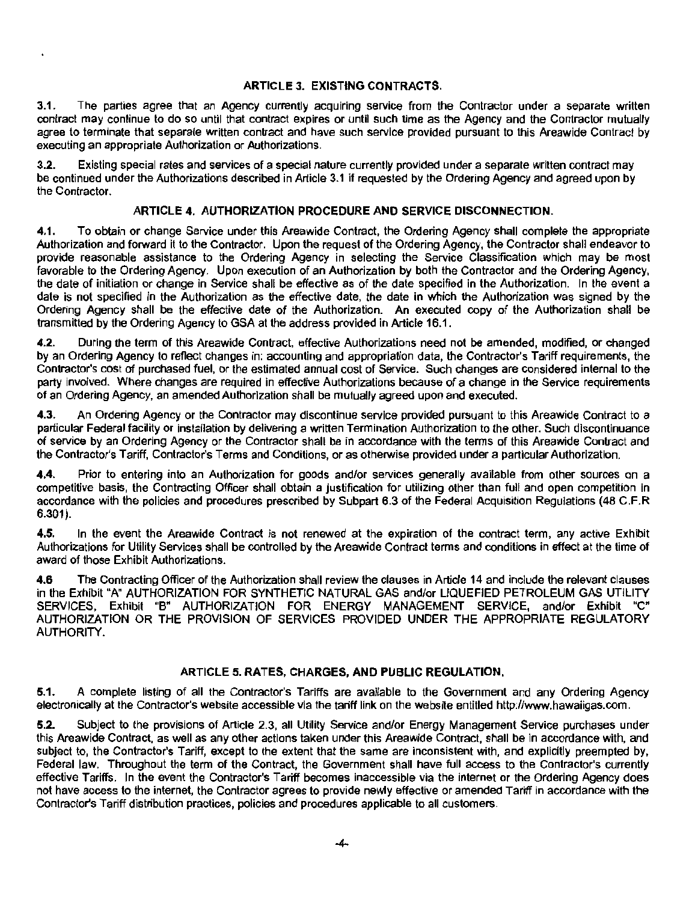## ARTICLE 3. EXISTING CONTRACTS.

**3.1.** The parties agree that an Agency currently acquiring service from the Contractor under a separate written contract may continue to do so until that contract expires or until such time as the Agency and the Contractor mutually agree to terminate that separate written contract and have such service provided pursuant to this Areawide Contract by executing an appropriate Authorization or Authorizations.

**3.2.** Existing special rates and services of a special nature currently provided under a separate written contract may be continued under the Authorizations described in Article 3.1 if requested by the Ordering Agency and agreed upon by the Contractor.

## ARTICLE 4. AUTHORIZATION PROCEDURE AND SERVICE DISCONNECTION.

**4.1.** To obtain or change Service under this Areawide Contract, the Ordering Agency shall complete the appropriate Authorization and forward it to the Contractor. Upon the request of the Ordering Agency, the Contractor shall endeavor to provide reasonable assistance to the Ordering Agency in selecting the Service Classification which may be most favorable to the Ordering Agency. Upon execution of an Authorization by both the Contractor and the Ordering Agency, the date of initiation or change in Service shall be effective as of the date specified in the Authorization. In the event a date is not specified in the Authorization as the effective date, the date in which the Authorization was signed by the Ordering Agency shall be the effective date of the Authorization. An executed copy of the Authorization shall be transmitted by the Ordering Agency to GSA at the address provided in Article 16.1.

**4.2.** During the term of this Areawide Contract, effective Authorizations need not be amended, modified, or changed by an Ordering Agency to reflect changes in: accounting and appropriation data, the Contractor's Tariff requirements, the Contractor's cost of purchased fuel, or the estimated annual cost of Service. Such changes are considered internal to the party involved. Where changes are required in effective Authorizations because of a change in the Service requirements of an Ordering Agency, an amended Authorization shall be mutually agreed upon and executed.

**4.3.** An Ordering Agency or the Contractor may discontinue service provided pursuant to this Areawide Contract to a particular Federal facility or installation by delivering a written Termination Authorization to the other. Such discontinuance of service by an Ordering Agency or the Contractor shall be in accordance with the terms of this Areawide Contract and the Contractor's Tariff, Contractor's Terms and Conditions, or as otherwise provided under a particular Authorization.

**4.4.** Prior to entering into an Authorization for goods and/or services generally available from other sources on a competitive basis, the Contracting Officer shall obtain a justification for utilizing other than full and open competition in accordance with the policies and procedures prescribed by Subpart 6.3 of the Federal Acquisition Regulations (48 C.F.R 6.301).

**4.5.** In the event the Areawide Contract is not renewed at the expiration of the contract term, any active Exhibit Authorizations for Utility Services shall be controlled by the Areawide Contract terms and conditions in effect at the time of award of those Exhibit Authorizations.

**4.6** The Contracting Officer of the Authorization shall review the clauses in Article 14 and include the relevant clauses in the Exhibit "A" AUTHORIZATION FOR SYNTHETIC NATURAL GAS and/or LIQUEFIED PETROLEUM GAS UTILITY SERVICES, Exhibit "B" AUTHORIZATION FOR ENERGY MANAGEMENT SERVICE, and/or Exhibit "C" AUTHORIZATION OR THE PROVISION OF SERVICES PROVIDED UNDER THE APPROPRIATE REGULATORY AUTHORITY.

## ARTICLE 5. RATES, CHARGES, AND PUBLIC REGULATION.

**5.1.** A complete listing of all the Contractor's Tariffs are available to the Government and any Ordering Agency electronically at the Contractor's website accessible via the tariff link on the website entitled http://www.hawaiigas.com.

**5.2.** Subject to the provisions of Article 2.3, all Utility Service and/or Energy Management Service purchases under this Areawide Contract, as well as any other actions taken under this Areawide Contract, shall be in accordance with, and subject to, the Contractor's Tariff, except to the extent that the same are inconsistent with, and explicitly preempted by, Federal law. Throughout the term of the Contract, the Government shall have full access to the Contractor's currently effective Tariffs. In the event the Contractor's Tariff becomes inaccessible via the internet or the Ordering Agency does not have access to the internet, the Contractor agrees to provide newly effective or amended Tariff in accordance with the Contractor's Tariff distribution practices, policies and procedures applicable to all customers.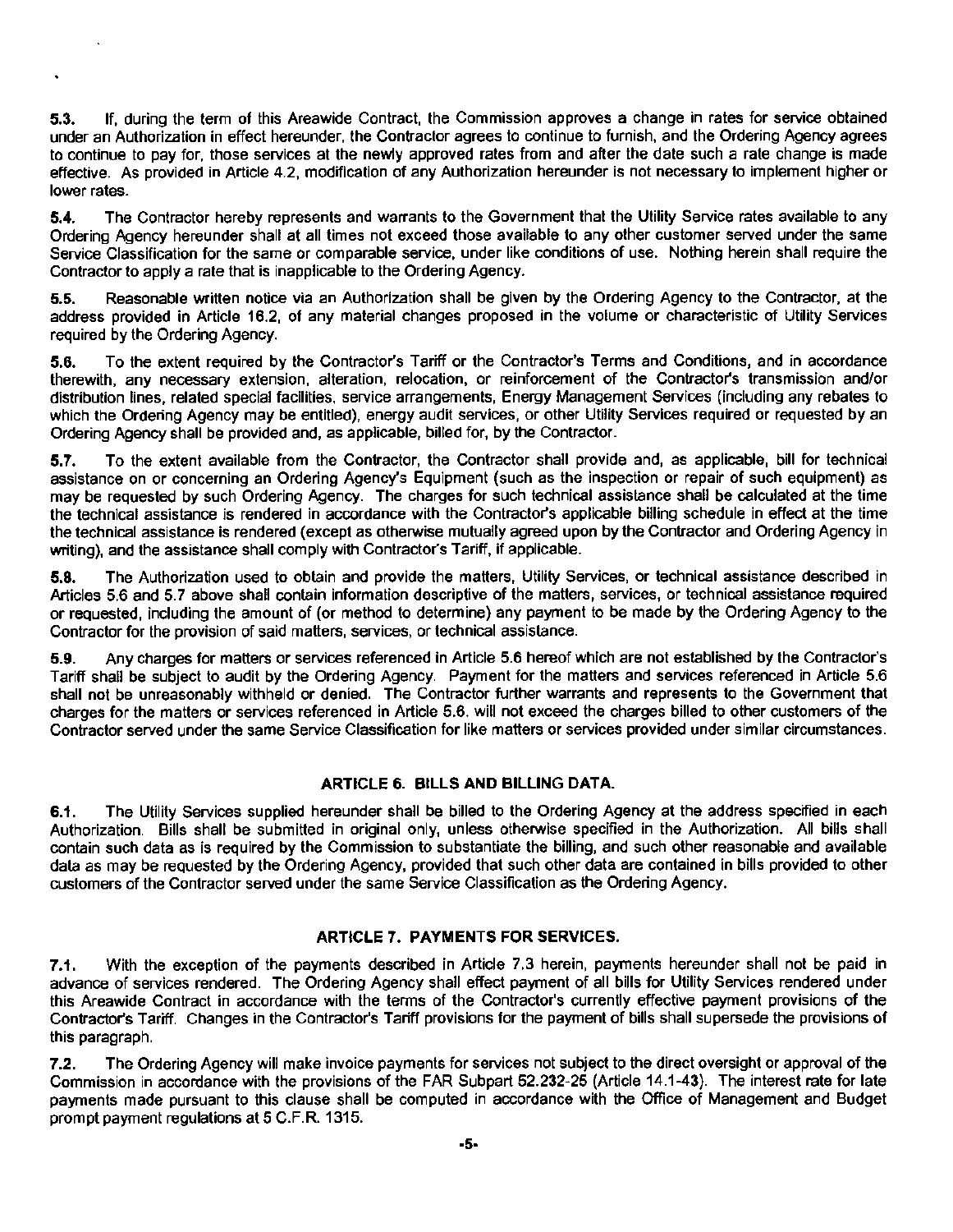**5.3.** If, during the term of this Areawide Contract, the Commission approves a change in rates for service obtained under an Authorization in effect hereunder, the Contractor agrees to continue to furnish, and the Ordering Agency agrees to continue to pay for, those services at the newly approved rates from and after the date such a rate change is made effective. As provided in Article 4.2, modification of any Authorization hereunder is not necessary to implement higher or lower rates.

**5.4.** The Contractor hereby represents and warrants to the Government that the Utility Service rates available to any Ordering Agency hereunder shall at all times not exceed those available to any other customer served under the same Service Classification for the same or comparable service, under like conditions of use. Nothing herein shall require the Contractor to apply a rate that is inapplicable to the Ordering Agency.

**5.5.** Reasonable written notice via an Authorization shall be given by the Ordering Agency to the Contractor, at the address provided in Article 16.2, of any material changes proposed in the volume or characteristic of Utility Services required by the Ordering Agency.

**5.6.** To the extent required by the Contractor's Tariff or the Contractor's Terms and Conditions, and in accordance therewith, any necessary extension, alteration, relocation, or reinforcement of the Contractor's transmission and/or distribution lines, related special facilities, service arrangements, Energy Management Services (including any rebates to which the Ordering Agency may be entitled), energy audit services, or other Utility Services required or requested by an Ordering Agency shall be provided and, as applicable, billed for, by the Contractor.

**5.7.** To the extent available from the Contractor, the Contractor shall provide and, as applicable, bill for technical assistance on or concerning an Ordering Agency's Equipment (such as the inspection or repair of such equipment) as may be requested by such Ordering Agency. The charges for such technical assistance shall be calculated at the time the technical assistance is rendered in accordance with the Contractor's applicable billing schedule in effect at the time the technical assistance is rendered (except as otherwise mutually agreed upon by the Contractor and Ordering Agency in writing), and the assistance shall comply with Contractor's Tariff, if applicable.

**5.8.** The Authorization used to obtain and provide the matters, Utility Services, or technical assistance described in Articles 5.6 and 5.7 above shall contain information descriptive of the matters, services, or technical assistance required or requested, including the amount of (or method to determine) any payment to be made by the Ordering Agency to the Contractor for the provision of said matters, services, or technical assistance.

**5.9.** Any charges for matters or services referenced in Article 5.6 hereof which are not established by the Contractor's Tariff shall be subject to audit by the Ordering Agency. Payment for the matters and services referenced in Article 5.6 shall not be unreasonably withheld or denied. The Contractor further warrants and represents to the Government that charges for the matters or services referenced in Article 5.6. will not exceed the charges billed to other customers of the Contractor served under the same Service Classification for like matters or services provided under similar circumstances.

## ARTICLE 6. BILLS AND BILLING DATA.

**6.1.** The Utility Services supplied hereunder shall be billed to the Ordering Agency at the address specified in each Authorization. Bills shall be submitted in original only, unless otherwise specified in the Authorization. All bills shall contain such data as is required by the Commission to substantiate the billing, and such other reasonable and available data as may be requested by the Ordering Agency, provided that such other data are contained in bills provided to other customers of the Contractor served under the same Service Classification as the Ordering Agency.

## ARTICLE 7. PAYMENTS FOR SERVICES.

**7.1.** With the exception of the payments described in Article 7.3 herein, payments hereunder shall not be paid in advance of services rendered. The Ordering Agency shall effect payment of all bills for Utility Services rendered under this Areawide Contract in accordance with the terms of the Contractor's currently effective payment provisions of the Contractor's Tariff. Changes in the Contractor's Tariff provisions for the payment of bills shall supersede the provisions of this paragraph.

**7.2.** The Ordering Agency will make invoice payments for services not subject to the direct oversight or approval of the Commission in accordance with the provisions of the FAR Subpart 52.232-25 (Article 14.1-43). The interest rate for late payments made pursuant to this clause shall be computed in accordance with the Office of Management and Budget prompt payment regulations at 5 C.F.R. 1315.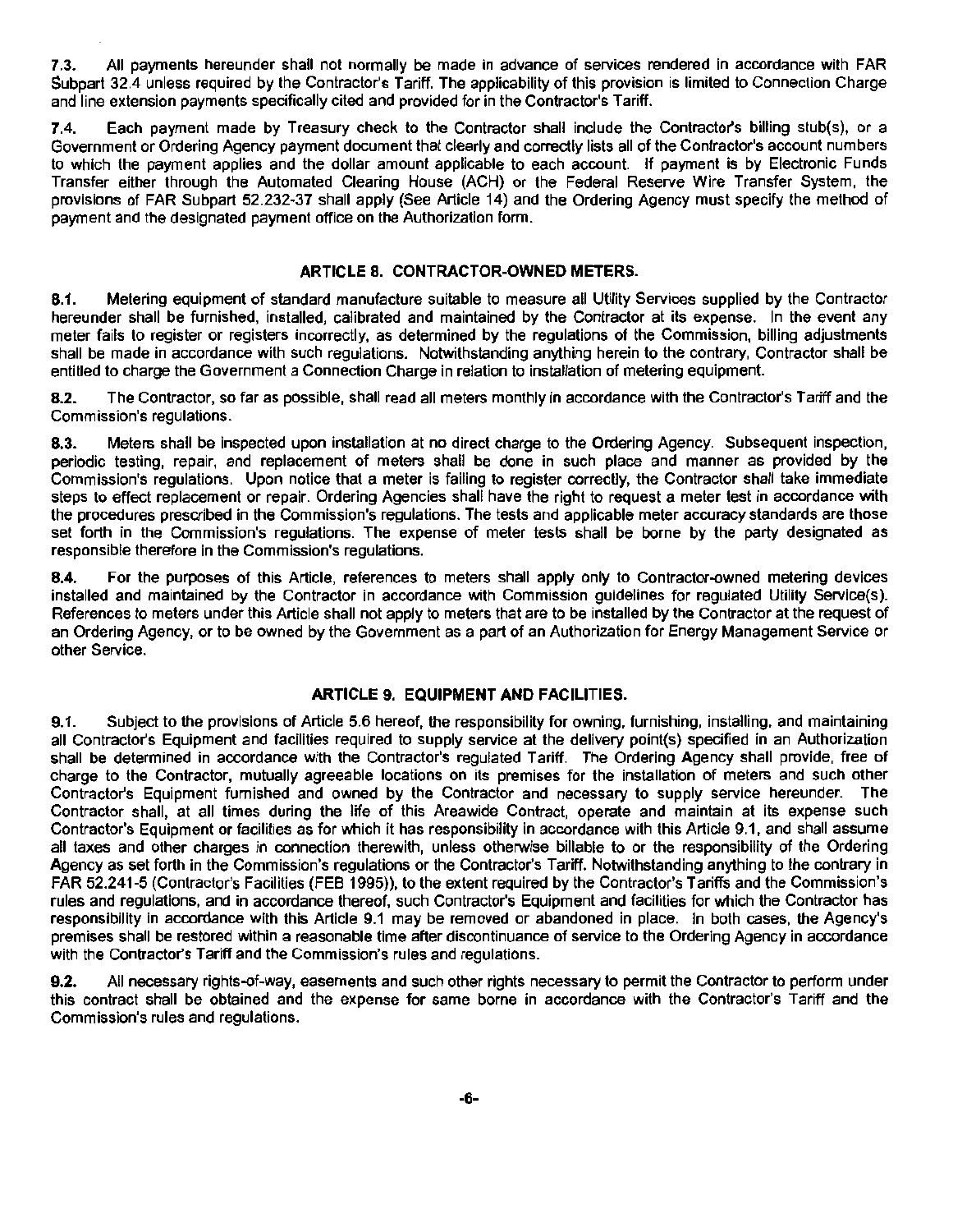7.3. All payments hereunder shall not normally be made in advance of services rendered in accordance with FAR Subpart 32.4 unless required by the Contractor's Tariff. The applicability of this provision is limited to Connection Charge and line extension payments specifically cited and provided for in the Contractor's Tariff.

7.4. Each payment made by Treasury check to the Contractor shall include the Contractor's billing stub(s), or a Government or Ordering Agency payment document that clearly and correctly lists all of the Contractor's account numbers to which the payment applies and the dollar amount applicable to each account. If payment is by Electronic Funds Transfer either through the Automated Clearing House (ACH) or the Federal Reserve Wire Transfer System, the provisions of FAR Subpart 52.232-37 shall apply (See Article 14) and the Ordering Agency must specify the method of payment and the designated payment office on the Authorization form.

## ARTICLE 8. CONTRACTOR-OWNED METERS.

8.1. Metering equipment of standard manufacture suitable to measure all Utility Services supplied by the Contractor hereunder shall be furnished, installed, calibrated and maintained by the Contractor at its expense. In the event any meter fails to register or registers incorrectly, as determined by the regulations of the Commission, billing adjustments shall be made in accordance with such regulations. Notwithstanding anything herein to the contrary, Contractor shall be entitled to charge the Government a Connection Charge in relation to installation of metering equipment.

8.2. The Contractor, so far as possible, shall read all meters monthly in accordance with the Contractor's Tariff and the Commission's regulations.

8.3. Meters shall be inspected upon installation at no direct charge to the Ordering Agency. Subsequent inspection, periodic testing, repair, and replacement of meters shall be done in such place and manner as provided by the Commission's regulations. Upon notice that a meter is failing to register correctly, the Contractor shall take immediate steps to effect replacement or repair. Ordering Agencies shall have the right to request a meter test in accordance with the procedures prescribed in the Commission's regulations. The tests and applicable meter accuracy standards are those set forth in the Commission's regulations. The expense of meter tests shall be borne by the party designated as responsible therefore in the Commission's regulations.

8.4. For the purposes of this Article, references to meters shall apply only to Contractor-owned metering devices installed and maintained by the Contractor in accordance with Commission guidelines for regulated Utility Service(s). References to meters under this Article shall not apply to meters that are to be installed by the Contractor at the request of an Ordering Agency, or to be owned by the Government as a part of an Authorization for Energy Management Service or other Service.

## ARTICLE 9. EQUIPMENT AND FACILITIES.

9.1. Subject to the provisions of Article 5.6 hereof, the responsibility for owning, furnishing, installing, and maintaining all Contractor's Equipment and facilities required to supply service at the delivery point(s) specified in an Authorization shall be determined in accordance with the Contractor's regulated Tariff. The Ordering Agency shall provide, free of charge to the Contractor, mutually agreeable locations on its premises for the installation of meters and such other Contractor's Equipment furnished and owned by the Contractor and necessary to supply service hereunder. The Contractor shall, at all times during the life of this Areawide Contract, operate and maintain at its expense such Contractor's Equipment or facilities as for which it has responsibility in accordance with this Article 9.1, and shall assume all taxes and other charges in connection therewith, unless otherwise billable to or the responsibility of the Ordering Agency as set forth in the Commission's regulations or the Contractor's Tariff. Notwithstanding anything to the contrary in FAR 52.241-5 (Contractor's Facilities (FEB 1995)), to the extent required by the Contractor's Tariffs and the Commission's rules and regulations, and in accordance thereof, such Contractor's Equipment and facilities for which the Contractor has responsibility in accordance with this Article 9.1 may be removed or abandoned in place. In both cases, the Agency's premises shall be restored within a reasonable time after discontinuance of service to the Ordering Agency in accordance with the Contractor's Tariff and the Commission's rules and regulations.

9.2. All necessary rights-of-way, easements and such other rights necessary to permit the Contractor to perform under this contract shall be obtained and the expense for same borne in accordance with the Contractor's Tariff and the Commission's rules and regulations.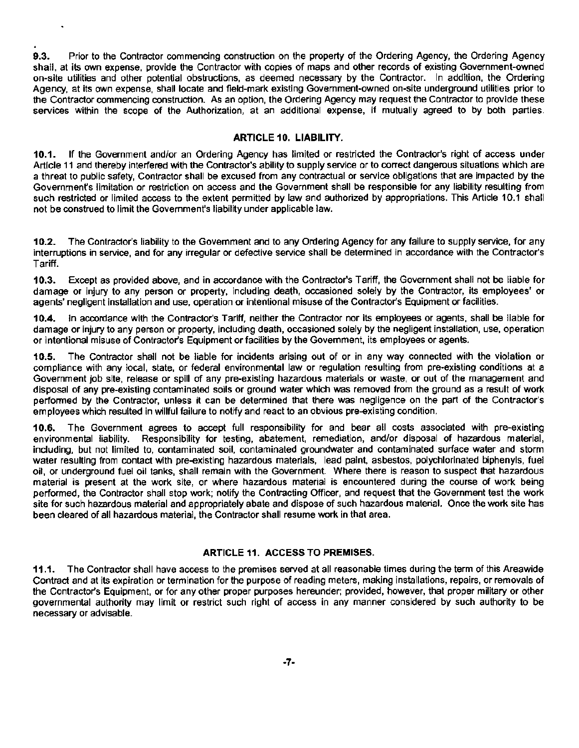**9.3.** Prior to the Contractor commencing construction on the property of the Ordering Agency, the Ordering Agency shall, at its own expense, provide the Contractor with copies of maps and other records of existing Government-owned on-site utilities and other potential obstructions, as deemed necessary by the Contractor. In addition, the Ordering Agency, at its own expense, shall locate and field-mark existing Government-owned on-site underground utilities prior to the Contractor commencing construction. As an option, the Ordering Agency may request the Contractor to provide these services within the scope of the Authorization, at an additional expense, if mutually agreed to by both parties.

## ARTICLE 10. LIABILITY.

**10.1.** If the Government and/or an Ordering Agency has limited or restricted the Contractor's right of access under Article 11 and thereby interfered with the Contractor's ability to supply service or to correct dangerous situations which are a threat to public safety, Contractor shall be excused from any contractual or service obligations that are impacted by the Government's limitation or restriction on access and the Government shall be responsible for any liability resulting from such restricted or limited access to the extent permitted by law and authorized by appropriations. This Article 10.1 shall not be construed to limit the Government's liability under applicable law.

**10.2.** The Contractor's liability to the Government and to any Ordering Agency for any failure to supply service, for any interruptions in service, and for any irregular or defective service shall be determined in accordance with the Contractor's Tariff.

**10.3.** Except as provided above, and in accordance with the Contractor's Tariff, the Government shall not be liable for damage or injury to any person or property, including death, occasioned solely by the Contractor, its employees' or agents' negligent installation and use, operation or intentional misuse of the Contractor's Equipment or facilities.

**10.4.** In accordance with the Contractor's Tariff, neither the Contractor nor its employees or agents, shall be liable for damage or injury to any person or property, including death, occasioned solely by the negligent installation, use, operation or intentional misuse of Contractor's Equipment or facilities by the Government, its employees or agents.

**10.5.** The Contractor shall not be liable for incidents arising out of or in any way connected with the violation or compliance with any local, state, or federal environmental law or regulation resulting from pre-existing conditions at a Government job site, release or spill of any pre-existing hazardous materials or waste, or out of the management and disposal of any pre-existing contaminated soils or ground water which was removed from the ground as a result of work performed by the Contractor, unless it can be determined that there was negligence on the part of the Contractor's employees which resulted in willful failure to notify and react to an obvious pre-existing condition.

**10.6.** The Government agrees to accept full responsibility for and bear all costs associated with pre-existing environmental liability. Responsibility for testing, abatement, remediation, and/or disposal of hazardous material, including, but not limited to, contaminated soil, contaminated groundwater and contaminated surface water and storm water resulting from contact with pre-existing hazardous materials, lead paint, asbestos, polychlorinated biphenyls, fuel oil, or underground fuel oil tanks, shall remain with the Government. Where there is reason to suspect that hazardous material is present at the work site, or where hazardous material is encountered during the course of work being performed, the Contractor shall stop work; notify the Contracting Officer, and request that the Government test the work site for such hazardous material and appropriately abate and dispose of such hazardous material. Once the work site has been cleared of all hazardous material, the Contractor shall resume work in that area.

## ARTICLE 11. ACCESS TO PREMISES.

**11.1.** The Contractor shall have access to the premises served at all reasonable times during the term of this Areawide Contract and at its expiration or termination for the purpose of reading meters, making installations, repairs, or removals of the Contractor's Equipment, or for any other proper purposes hereunder; provided, however, that proper military or other governmental authority may limit or restrict such right of access in any manner considered by such authority to be necessary or advisable.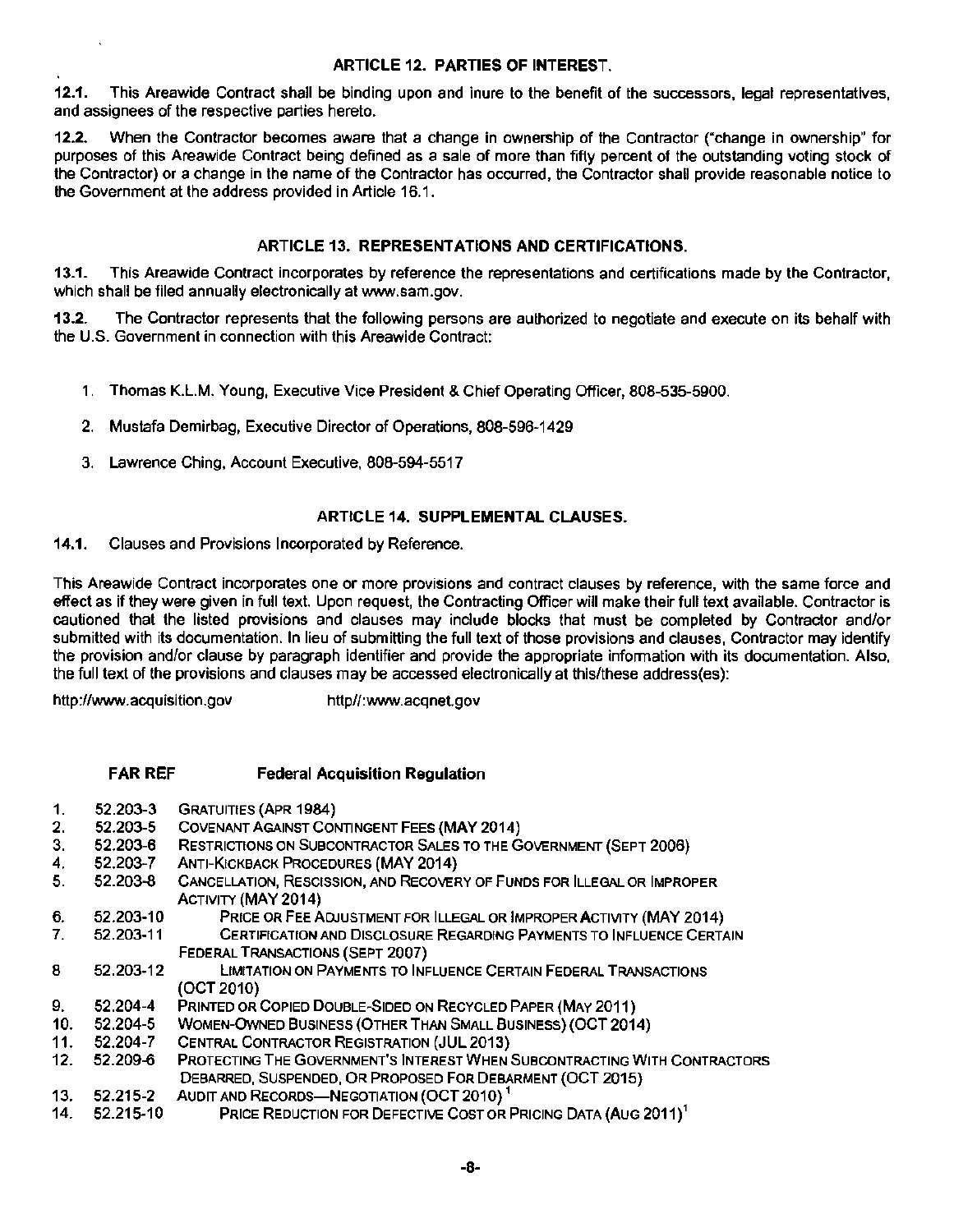## ARTICLE 12. PARTIES OF INTEREST.

**12.1.** This Areawide Contract shall be binding upon and inure to the benefit of the successors, legal representatives, and assignees of the respective parties hereto.

**12.2.** When the Contractor becomes aware that a change in ownership of the Contractor ("change in ownership" for purposes of this Areawide Contract being defined as a sale of more than fifty percent of the outstanding voting stock of the Contractor) or a change in the name of the Contractor has occurred, the Contractor shall provide reasonable notice to the Government at the address provided in Article 16.1.

## ARTICLE 13. REPRESENTATIONS AND CERTIFICATIONS.

**13.1.** This Areawide Contract incorporates by reference the representations and certifications made by the Contractor, which shall be filed annually electronically at www.sam.gov.

**13.2.** The Contractor represents that the following persons are authorized to negotiate and execute on its behalf with the U.S. Government in connection with this Areawide Contract:

1. Thomas K.L.M. Young, Executive Vice President & Chief Operating Officer, 808-535-5900.
2. Mustafa Demirbag, Executive Director of Operations, 808-596-1429
3. Lawrence Ching, Account Executive, 808-594-5517

## ARTICLE 14. SUPPLEMENTAL CLAUSES.

**14.1.** Clauses and Provisions Incorporated by Reference.

This Areawide Contract incorporates one or more provisions and contract clauses by reference, with the same force and effect as if they were given in full text. Upon request, the Contracting Officer will make their full text available. Contractor is cautioned that the listed provisions and clauses may include blocks that must be completed by Contractor and/or submitted with its documentation. In lieu of submitting the full text of those provisions and clauses, Contractor may identify the provision and/or clause by paragraph identifier and provide the appropriate information with its documentation. Also, the full text of the provisions and clauses may be accessed electronically at this/these address(es):

http://www.acquisition.gov http//:www.acqnet.gov

| | **FAR REF** | **Federal Acquisition Regulation** |
|---|---|---|
| 1. | 52.203-3 | GRATUITIES (APR 1984) |
| 2. | 52.203-5 | COVENANT AGAINST CONTINGENT FEES (MAY 2014) |
| 3. | 52.203-6 | RESTRICTIONS ON SUBCONTRACTOR SALES TO THE GOVERNMENT (SEPT 2006) |
| 4. | 52.203-7 | ANTI-KICKBACK PROCEDURES (MAY 2014) |
| 5. | 52.203-8 | CANCELLATION, RESCISSION, AND RECOVERY OF FUNDS FOR ILLEGAL OR IMPROPER ACTIVITY (MAY 2014) |
| 6. | 52.203-10 | PRICE OR FEE ADJUSTMENT FOR ILLEGAL OR IMPROPER ACTIVITY (MAY 2014) |
| 7. | 52.203-11 | CERTIFICATION AND DISCLOSURE REGARDING PAYMENTS TO INFLUENCE CERTAIN FEDERAL TRANSACTIONS (SEPT 2007) |
| 8 | 52.203-12 | LIMITATION ON PAYMENTS TO INFLUENCE CERTAIN FEDERAL TRANSACTIONS (OCT 2010) |
| 9. | 52.204-4 | PRINTED OR COPIED DOUBLE-SIDED ON RECYCLED PAPER (MAY 2011) |
| 10. | 52.204-5 | WOMEN-OWNED BUSINESS (OTHER THAN SMALL BUSINESS) (OCT 2014) |
| 11. | 52.204-7 | CENTRAL CONTRACTOR REGISTRATION (JUL 2013) |
| 12. | 52.209-6 | PROTECTING THE GOVERNMENT'S INTEREST WHEN SUBCONTRACTING WITH CONTRACTORS DEBARRED, SUSPENDED, OR PROPOSED FOR DEBARMENT (OCT 2015) |
| 13. | 52.215-2 | AUDIT AND RECORDS—NEGOTIATION (OCT 2010) [1] |
| 14. | 52.215-10 | PRICE REDUCTION FOR DEFECTIVE COST OR PRICING DATA (AUG 2011)[1] |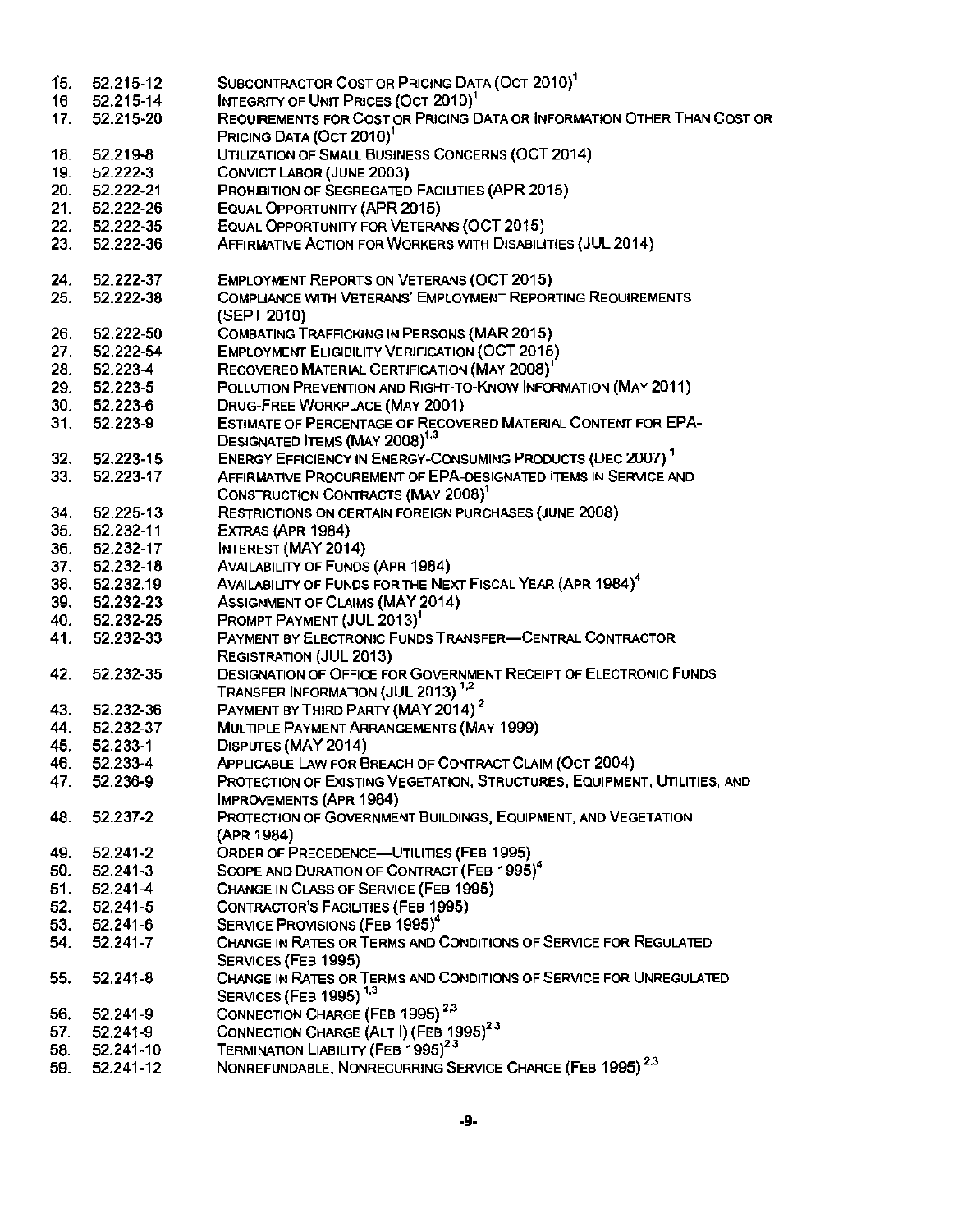15. 52.215-12 SUBCONTRACTOR COST OR PRICING DATA (OCT 2010)[1]
16. 52.215-14 INTEGRITY OF UNIT PRICES (OCT 2010)[1]
17. 52.215-20 REQUIREMENTS FOR COST OR PRICING DATA OR INFORMATION OTHER THAN COST OR PRICING DATA (OCT 2010)[1]
18. 52.219-8 UTILIZATION OF SMALL BUSINESS CONCERNS (OCT 2014)
19. 52.222-3 CONVICT LABOR (JUNE 2003)
20. 52.222-21 PROHIBITION OF SEGREGATED FACILITIES (APR 2015)
21. 52.222-26 EQUAL OPPORTUNITY (APR 2015)
22. 52.222-35 EQUAL OPPORTUNITY FOR VETERANS (OCT 2015)
23. 52.222-36 AFFIRMATIVE ACTION FOR WORKERS WITH DISABILITIES (JUL 2014)
24. 52.222-37 EMPLOYMENT REPORTS ON VETERANS (OCT 2015)
25. 52.222-38 COMPLIANCE WITH VETERANS' EMPLOYMENT REPORTING REQUIREMENTS (SEPT 2010)
26. 52.222-50 COMBATING TRAFFICKING IN PERSONS (MAR 2015)
27. 52.222-54 EMPLOYMENT ELIGIBILITY VERIFICATION (OCT 2015)
28. 52.223-4 RECOVERED MATERIAL CERTIFICATION (MAY 2008)[1]
29. 52.223-5 POLLUTION PREVENTION AND RIGHT-TO-KNOW INFORMATION (MAY 2011)
30. 52.223-6 DRUG-FREE WORKPLACE (MAY 2001)
31. 52.223-9 ESTIMATE OF PERCENTAGE OF RECOVERED MATERIAL CONTENT FOR EPA-DESIGNATED ITEMS (MAY 2008)[1,3]
32. 52.223-15 ENERGY EFFICIENCY IN ENERGY-CONSUMING PRODUCTS (DEC 2007)[1]
33. 52.223-17 AFFIRMATIVE PROCUREMENT OF EPA-DESIGNATED ITEMS IN SERVICE AND CONSTRUCTION CONTRACTS (MAY 2008)[1]
34. 52.225-13 RESTRICTIONS ON CERTAIN FOREIGN PURCHASES (JUNE 2008)
35. 52.232-11 EXTRAS (APR 1984)
36. 52.232-17 INTEREST (MAY 2014)
37. 52.232-18 AVAILABILITY OF FUNDS (APR 1984)
38. 52.232.19 AVAILABILITY OF FUNDS FOR THE NEXT FISCAL YEAR (APR 1984)[4]
39. 52.232-23 ASSIGNMENT OF CLAIMS (MAY 2014)
40. 52.232-25 PROMPT PAYMENT (JUL 2013)[1]
41. 52.232-33 PAYMENT BY ELECTRONIC FUNDS TRANSFER—CENTRAL CONTRACTOR REGISTRATION (JUL 2013)
42. 52.232-35 DESIGNATION OF OFFICE FOR GOVERNMENT RECEIPT OF ELECTRONIC FUNDS TRANSFER INFORMATION (JUL 2013)[1,2]
43. 52.232-36 PAYMENT BY THIRD PARTY (MAY 2014)[2]
44. 52.232-37 MULTIPLE PAYMENT ARRANGEMENTS (MAY 1999)
45. 52.233-1 DISPUTES (MAY 2014)
46. 52.233-4 APPLICABLE LAW FOR BREACH OF CONTRACT CLAIM (OCT 2004)
47. 52.236-9 PROTECTION OF EXISTING VEGETATION, STRUCTURES, EQUIPMENT, UTILITIES, AND IMPROVEMENTS (APR 1984)
48. 52.237-2 PROTECTION OF GOVERNMENT BUILDINGS, EQUIPMENT, AND VEGETATION (APR 1984)
49. 52.241-2 ORDER OF PRECEDENCE—UTILITIES (FEB 1995)
50. 52.241-3 SCOPE AND DURATION OF CONTRACT (FEB 1995)[4]
51. 52.241-4 CHANGE IN CLASS OF SERVICE (FEB 1995)
52. 52.241-5 CONTRACTOR'S FACILITIES (FEB 1995)
53. 52.241-6 SERVICE PROVISIONS (FEB 1995)[4]
54. 52.241-7 CHANGE IN RATES OR TERMS AND CONDITIONS OF SERVICE FOR REGULATED SERVICES (FEB 1995)
55. 52.241-8 CHANGE IN RATES OR TERMS AND CONDITIONS OF SERVICE FOR UNREGULATED SERVICES (FEB 1995)[1,3]
56. 52.241-9 CONNECTION CHARGE (FEB 1995)[2,3]
57. 52.241-9 CONNECTION CHARGE (ALT I) (FEB 1995)[2,3]
58. 52.241-10 TERMINATION LIABILITY (FEB 1995)[2,3]
59. 52.241-12 NONREFUNDABLE, NONRECURRING SERVICE CHARGE (FEB 1995)[2,3]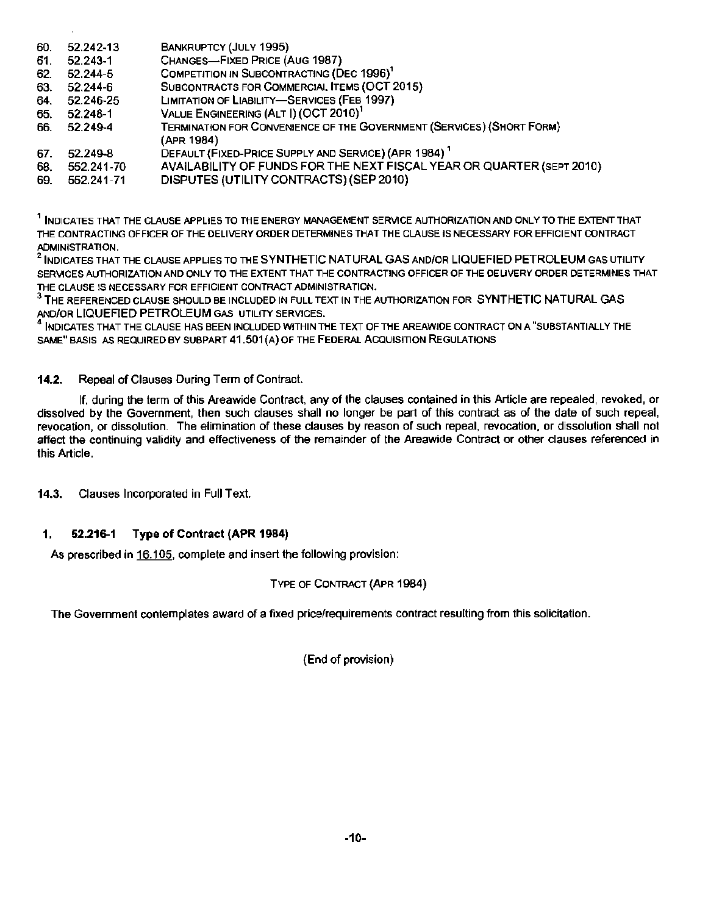60. 52.242-13 BANKRUPTCY (JULY 1995)
61. 52.243-1 CHANGES—FIXED PRICE (AUG 1987)
62. 52.244-5 COMPETITION IN SUBCONTRACTING (DEC 1996)[1]
63. 52.244-6 SUBCONTRACTS FOR COMMERCIAL ITEMS (OCT 2015)
64. 52.246-25 LIMITATION OF LIABILITY—SERVICES (FEB 1997)
65. 52.248-1 VALUE ENGINEERING (ALT I) (OCT 2010)[1]
66. 52.249-4 TERMINATION FOR CONVENIENCE OF THE GOVERNMENT (SERVICES) (SHORT FORM) (APR 1984)
67. 52.249-8 DEFAULT (FIXED-PRICE SUPPLY AND SERVICE) (APR 1984) [1]
68. 552.241-70 AVAILABILITY OF FUNDS FOR THE NEXT FISCAL YEAR OR QUARTER (SEPT 2010)
69. 552.241-71 DISPUTES (UTILITY CONTRACTS) (SEP 2010)

[1] INDICATES THAT THE CLAUSE APPLIES TO THE ENERGY MANAGEMENT SERVICE AUTHORIZATION AND ONLY TO THE EXTENT THAT THE CONTRACTING OFFICER OF THE DELIVERY ORDER DETERMINES THAT THE CLAUSE IS NECESSARY FOR EFFICIENT CONTRACT ADMINISTRATION.
[2] INDICATES THAT THE CLAUSE APPLIES TO THE SYNTHETIC NATURAL GAS AND/OR LIQUEFIED PETROLEUM GAS UTILITY SERVICES AUTHORIZATION AND ONLY TO THE EXTENT THAT THE CONTRACTING OFFICER OF THE DELIVERY ORDER DETERMINES THAT THE CLAUSE IS NECESSARY FOR EFFICIENT CONTRACT ADMINISTRATION.
[3] THE REFERENCED CLAUSE SHOULD BE INCLUDED IN FULL TEXT IN THE AUTHORIZATION FOR SYNTHETIC NATURAL GAS AND/OR LIQUEFIED PETROLEUM GAS UTILITY SERVICES.
[4] INDICATES THAT THE CLAUSE HAS BEEN INCLUDED WITHIN THE TEXT OF THE AREAWIDE CONTRACT ON A "SUBSTANTIALLY THE SAME" BASIS AS REQUIRED BY SUBPART 41.501(A) OF THE FEDERAL ACQUISITION REGULATIONS

**14.2.** Repeal of Clauses During Term of Contract.

If, during the term of this Areawide Contract, any of the clauses contained in this Article are repealed, revoked, or dissolved by the Government, then such clauses shall no longer be part of this contract as of the date of such repeal, revocation, or dissolution. The elimination of these clauses by reason of such repeal, revocation, or dissolution shall not affect the continuing validity and effectiveness of the remainder of the Areawide Contract or other clauses referenced in this Article.

**14.3.** Clauses Incorporated in Full Text.

**1. 52.216-1 Type of Contract (APR 1984)**

As prescribed in 16.105, complete and insert the following provision:

TYPE OF CONTRACT (APR 1984)

The Government contemplates award of a fixed price/requirements contract resulting from this solicitation.

(End of provision)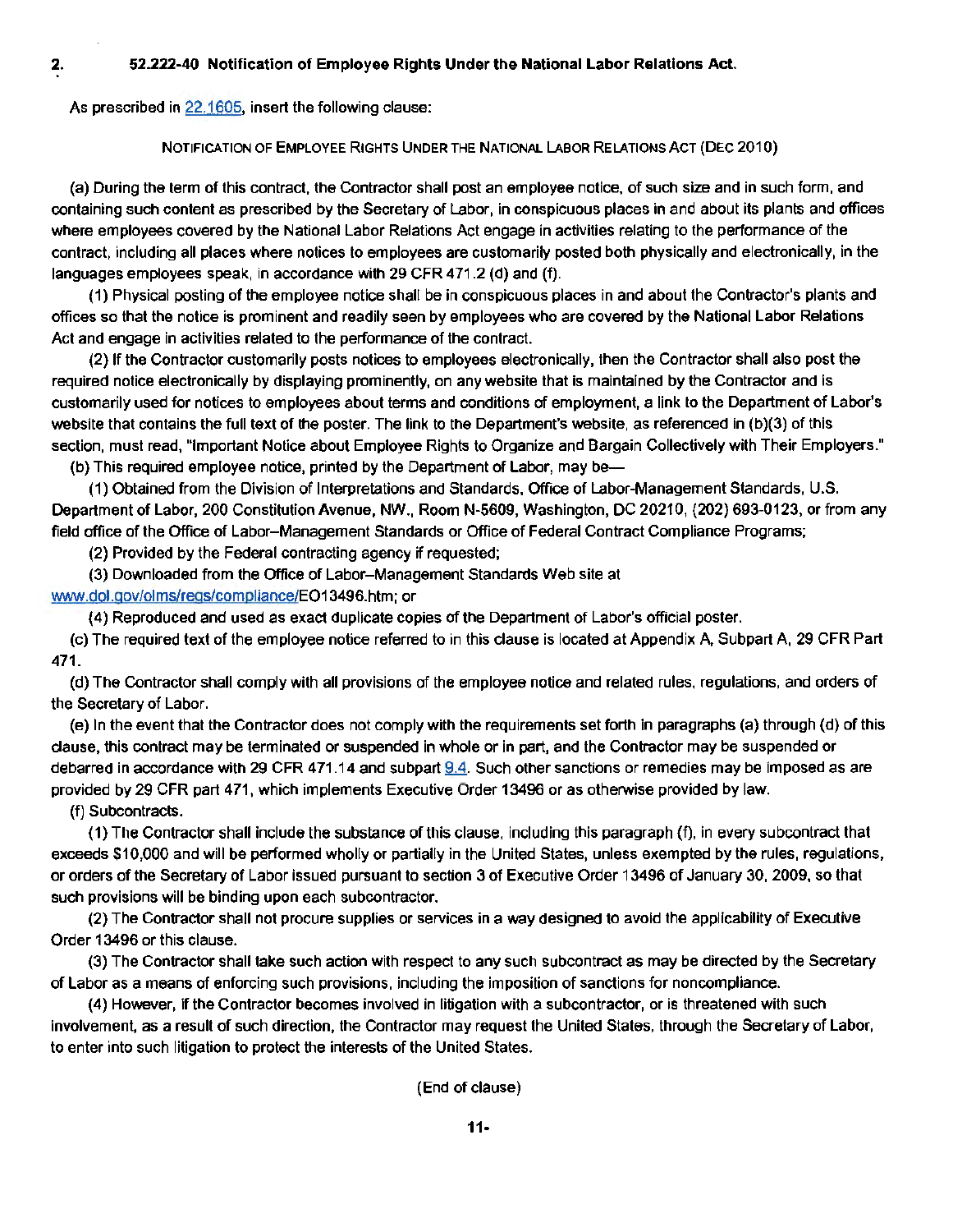## 2. 52.222-40 Notification of Employee Rights Under the National Labor Relations Act.

As prescribed in 22.1605, insert the following clause:

NOTIFICATION OF EMPLOYEE RIGHTS UNDER THE NATIONAL LABOR RELATIONS ACT (DEC 2010)

(a) During the term of this contract, the Contractor shall post an employee notice, of such size and in such form, and containing such content as prescribed by the Secretary of Labor, in conspicuous places in and about its plants and offices where employees covered by the National Labor Relations Act engage in activities relating to the performance of the contract, including all places where notices to employees are customarily posted both physically and electronically, in the languages employees speak, in accordance with 29 CFR 471.2 (d) and (f).

(1) Physical posting of the employee notice shall be in conspicuous places in and about the Contractor's plants and offices so that the notice is prominent and readily seen by employees who are covered by the National Labor Relations Act and engage in activities related to the performance of the contract.

(2) If the Contractor customarily posts notices to employees electronically, then the Contractor shall also post the required notice electronically by displaying prominently, on any website that is maintained by the Contractor and is customarily used for notices to employees about terms and conditions of employment, a link to the Department of Labor's website that contains the full text of the poster. The link to the Department's website, as referenced in (b)(3) of this section, must read, "Important Notice about Employee Rights to Organize and Bargain Collectively with Their Employers."

(b) This required employee notice, printed by the Department of Labor, may be—

(1) Obtained from the Division of Interpretations and Standards, Office of Labor-Management Standards, U.S. Department of Labor, 200 Constitution Avenue, NW., Room N-5609, Washington, DC 20210, (202) 693-0123, or from any field office of the Office of Labor–Management Standards or Office of Federal Contract Compliance Programs;

(2) Provided by the Federal contracting agency if requested;

(3) Downloaded from the Office of Labor–Management Standards Web site at www.dol.gov/olms/regs/compliance/EO13496.htm; or

(4) Reproduced and used as exact duplicate copies of the Department of Labor's official poster.

(c) The required text of the employee notice referred to in this clause is located at Appendix A, Subpart A, 29 CFR Part 471.

(d) The Contractor shall comply with all provisions of the employee notice and related rules, regulations, and orders of the Secretary of Labor.

(e) In the event that the Contractor does not comply with the requirements set forth in paragraphs (a) through (d) of this clause, this contract may be terminated or suspended in whole or in part, and the Contractor may be suspended or debarred in accordance with 29 CFR 471.14 and subpart 9.4. Such other sanctions or remedies may be imposed as are provided by 29 CFR part 471, which implements Executive Order 13496 or as otherwise provided by law.

(f) Subcontracts.

(1) The Contractor shall include the substance of this clause, including this paragraph (f), in every subcontract that exceeds $10,000 and will be performed wholly or partially in the United States, unless exempted by the rules, regulations, or orders of the Secretary of Labor issued pursuant to section 3 of Executive Order 13496 of January 30, 2009, so that such provisions will be binding upon each subcontractor.

(2) The Contractor shall not procure supplies or services in a way designed to avoid the applicability of Executive Order 13496 or this clause.

(3) The Contractor shall take such action with respect to any such subcontract as may be directed by the Secretary of Labor as a means of enforcing such provisions, including the imposition of sanctions for noncompliance.

(4) However, if the Contractor becomes involved in litigation with a subcontractor, or is threatened with such involvement, as a result of such direction, the Contractor may request the United States, through the Secretary of Labor, to enter into such litigation to protect the interests of the United States.

(End of clause)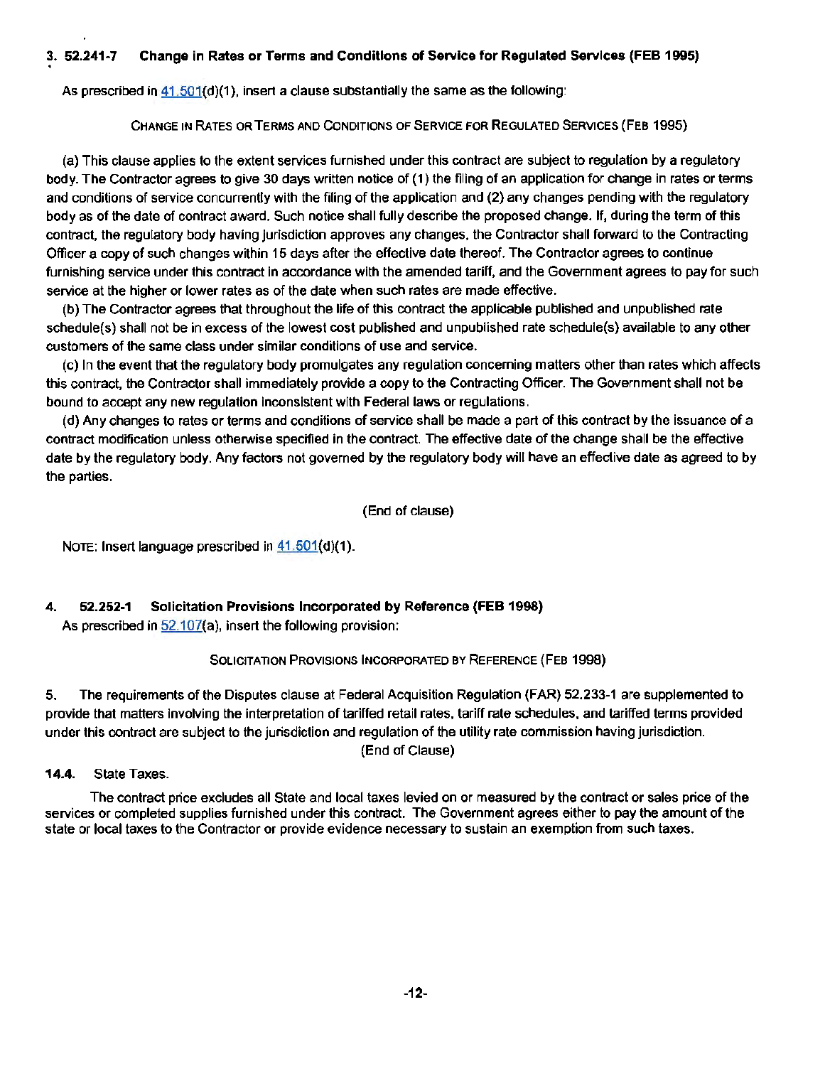**3. 52.241-7 Change in Rates or Terms and Conditions of Service for Regulated Services (FEB 1995)**

As prescribed in 41.501(d)(1), insert a clause substantially the same as the following:

CHANGE IN RATES OR TERMS AND CONDITIONS OF SERVICE FOR REGULATED SERVICES (FEB 1995)

(a) This clause applies to the extent services furnished under this contract are subject to regulation by a regulatory body. The Contractor agrees to give 30 days written notice of (1) the filing of an application for change in rates or terms and conditions of service concurrently with the filing of the application and (2) any changes pending with the regulatory body as of the date of contract award. Such notice shall fully describe the proposed change. If, during the term of this contract, the regulatory body having jurisdiction approves any changes, the Contractor shall forward to the Contracting Officer a copy of such changes within 15 days after the effective date thereof. The Contractor agrees to continue furnishing service under this contract in accordance with the amended tariff, and the Government agrees to pay for such service at the higher or lower rates as of the date when such rates are made effective.

(b) The Contractor agrees that throughout the life of this contract the applicable published and unpublished rate schedule(s) shall not be in excess of the lowest cost published and unpublished rate schedule(s) available to any other customers of the same class under similar conditions of use and service.

(c) In the event that the regulatory body promulgates any regulation concerning matters other than rates which affects this contract, the Contractor shall immediately provide a copy to the Contracting Officer. The Government shall not be bound to accept any new regulation inconsistent with Federal laws or regulations.

(d) Any changes to rates or terms and conditions of service shall be made a part of this contract by the issuance of a contract modification unless otherwise specified in the contract. The effective date of the change shall be the effective date by the regulatory body. Any factors not governed by the regulatory body will have an effective date as agreed to by the parties.

(End of clause)

NOTE: Insert language prescribed in 41.501(d)(1).

**4. 52.252-1 Solicitation Provisions Incorporated by Reference (FEB 1998)**

As prescribed in 52.107(a), insert the following provision:

SOLICITATION PROVISIONS INCORPORATED BY REFERENCE (FEB 1998)

5. The requirements of the Disputes clause at Federal Acquisition Regulation (FAR) 52.233-1 are supplemented to provide that matters involving the interpretation of tariffed retail rates, tariff rate schedules, and tariffed terms provided under this contract are subject to the jurisdiction and regulation of the utility rate commission having jurisdiction.

(End of Clause)

**14.4.** State Taxes.

The contract price excludes all State and local taxes levied on or measured by the contract or sales price of the services or completed supplies furnished under this contract. The Government agrees either to pay the amount of the state or local taxes to the Contractor or provide evidence necessary to sustain an exemption from such taxes.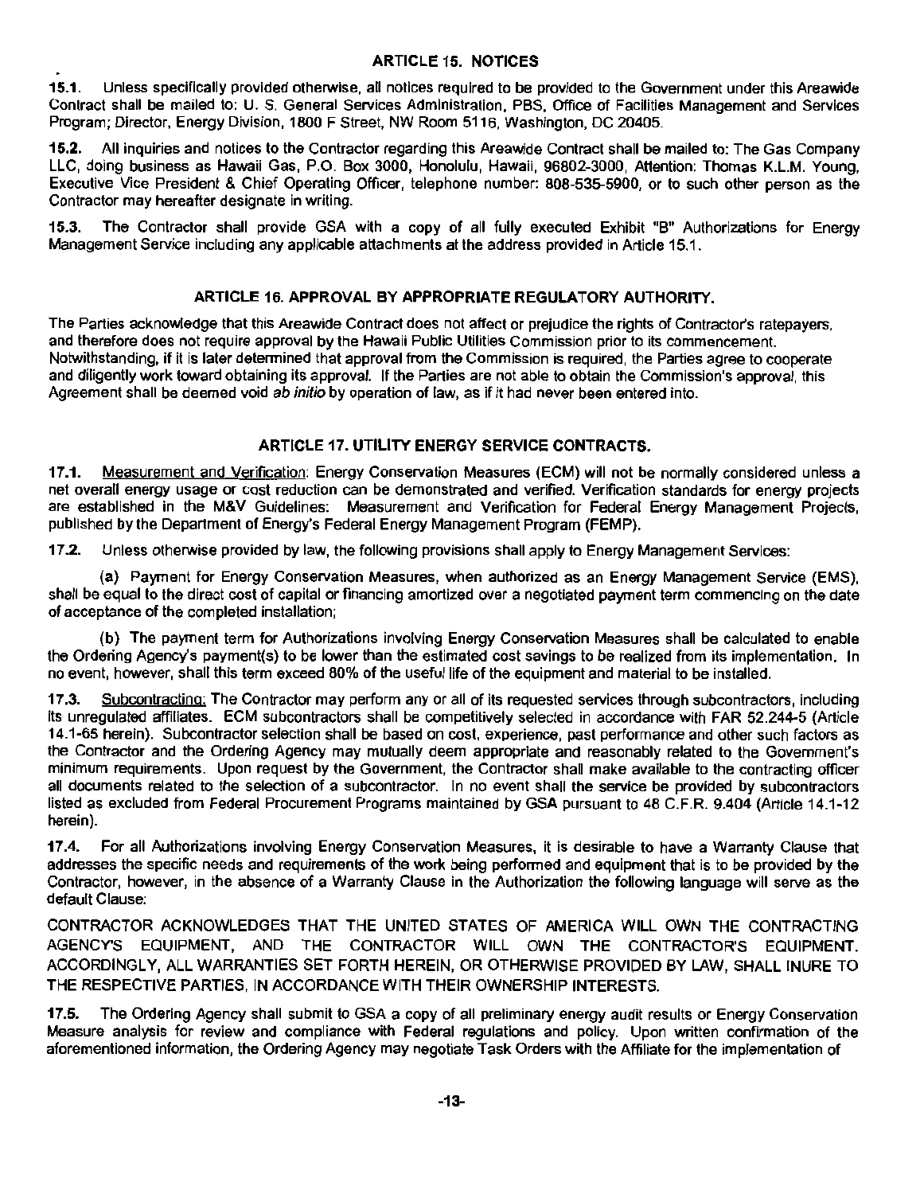## ARTICLE 15. NOTICES

**15.1.** Unless specifically provided otherwise, all notices required to be provided to the Government under this Areawide Contract shall be mailed to: U. S. General Services Administration, PBS, Office of Facilities Management and Services Program; Director, Energy Division, 1800 F Street, NW Room 5116, Washington, DC 20405.

**15.2.** All inquiries and notices to the Contractor regarding this Areawide Contract shall be mailed to: The Gas Company LLC, doing business as Hawaii Gas, P.O. Box 3000, Honolulu, Hawaii, 96802-3000, Attention: Thomas K.L.M. Young, Executive Vice President & Chief Operating Officer, telephone number: 808-535-5900, or to such other person as the Contractor may hereafter designate in writing.

**15.3.** The Contractor shall provide GSA with a copy of all fully executed Exhibit "B" Authorizations for Energy Management Service including any applicable attachments at the address provided in Article 15.1.

## ARTICLE 16. APPROVAL BY APPROPRIATE REGULATORY AUTHORITY.

The Parties acknowledge that this Areawide Contract does not affect or prejudice the rights of Contractor's ratepayers, and therefore does not require approval by the Hawaii Public Utilities Commission prior to its commencement. Notwithstanding, if it is later determined that approval from the Commission is required, the Parties agree to cooperate and diligently work toward obtaining its approval. If the Parties are not able to obtain the Commission's approval, this Agreement shall be deemed void *ab initio* by operation of law, as if it had never been entered into.

## ARTICLE 17. UTILITY ENERGY SERVICE CONTRACTS.

**17.1.** Measurement and Verification: Energy Conservation Measures (ECM) will not be normally considered unless a net overall energy usage or cost reduction can be demonstrated and verified. Verification standards for energy projects are established in the M&V Guidelines: Measurement and Verification for Federal Energy Management Projects, published by the Department of Energy's Federal Energy Management Program (FEMP).

**17.2.** Unless otherwise provided by law, the following provisions shall apply to Energy Management Services:

(a) Payment for Energy Conservation Measures, when authorized as an Energy Management Service (EMS), shall be equal to the direct cost of capital or financing amortized over a negotiated payment term commencing on the date of acceptance of the completed installation;

(b) The payment term for Authorizations involving Energy Conservation Measures shall be calculated to enable the Ordering Agency's payment(s) to be lower than the estimated cost savings to be realized from its implementation. In no event, however, shall this term exceed 80% of the useful life of the equipment and material to be installed.

**17.3.** Subcontracting: The Contractor may perform any or all of its requested services through subcontractors, including its unregulated affiliates. ECM subcontractors shall be competitively selected in accordance with FAR 52.244-5 (Article 14.1-65 herein). Subcontractor selection shall be based on cost, experience, past performance and other such factors as the Contractor and the Ordering Agency may mutually deem appropriate and reasonably related to the Government's minimum requirements. Upon request by the Government, the Contractor shall make available to the contracting officer all documents related to the selection of a subcontractor. In no event shall the service be provided by subcontractors listed as excluded from Federal Procurement Programs maintained by GSA pursuant to 48 C.F.R. 9.404 (Article 14.1-12 herein).

**17.4.** For all Authorizations involving Energy Conservation Measures, it is desirable to have a Warranty Clause that addresses the specific needs and requirements of the work being performed and equipment that is to be provided by the Contractor, however, in the absence of a Warranty Clause in the Authorization the following language will serve as the default Clause:

CONTRACTOR ACKNOWLEDGES THAT THE UNITED STATES OF AMERICA WILL OWN THE CONTRACTING AGENCY'S EQUIPMENT, AND THE CONTRACTOR WILL OWN THE CONTRACTOR'S EQUIPMENT. ACCORDINGLY, ALL WARRANTIES SET FORTH HEREIN, OR OTHERWISE PROVIDED BY LAW, SHALL INURE TO THE RESPECTIVE PARTIES, IN ACCORDANCE WITH THEIR OWNERSHIP INTERESTS.

**17.5.** The Ordering Agency shall submit to GSA a copy of all preliminary energy audit results or Energy Conservation Measure analysis for review and compliance with Federal regulations and policy. Upon written confirmation of the aforementioned information, the Ordering Agency may negotiate Task Orders with the Affiliate for the implementation of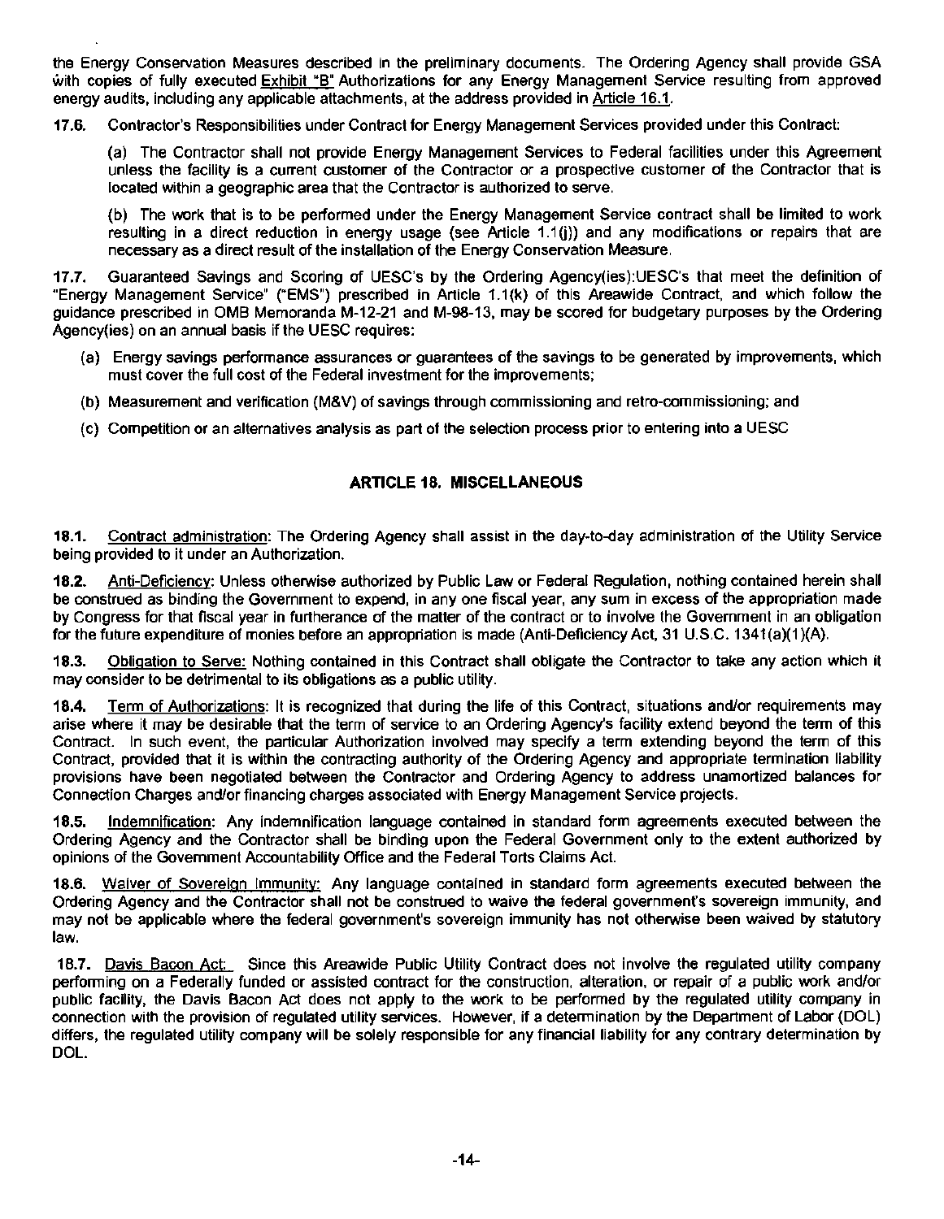the Energy Conservation Measures described in the preliminary documents. The Ordering Agency shall provide GSA with copies of fully executed Exhibit "B" Authorizations for any Energy Management Service resulting from approved energy audits, including any applicable attachments, at the address provided in Article 16.1.

**17.6.** Contractor's Responsibilities under Contract for Energy Management Services provided under this Contract:

(a) The Contractor shall not provide Energy Management Services to Federal facilities under this Agreement unless the facility is a current customer of the Contractor or a prospective customer of the Contractor that is located within a geographic area that the Contractor is authorized to serve.

(b) The work that is to be performed under the Energy Management Service contract shall be limited to work resulting in a direct reduction in energy usage (see Article 1.1(j)) and any modifications or repairs that are necessary as a direct result of the installation of the Energy Conservation Measure.

**17.7.** Guaranteed Savings and Scoring of UESC's by the Ordering Agency(ies):UESC's that meet the definition of "Energy Management Service" ("EMS") prescribed in Article 1.1(k) of this Areawide Contract, and which follow the guidance prescribed in OMB Memoranda M-12-21 and M-98-13, may be scored for budgetary purposes by the Ordering Agency(ies) on an annual basis if the UESC requires:

(a) Energy savings performance assurances or guarantees of the savings to be generated by improvements, which must cover the full cost of the Federal investment for the improvements;

(b) Measurement and verification (M&V) of savings through commissioning and retro-commissioning; and

(c) Competition or an alternatives analysis as part of the selection process prior to entering into a UESC

## ARTICLE 18. MISCELLANEOUS

**18.1.** Contract administration: The Ordering Agency shall assist in the day-to-day administration of the Utility Service being provided to it under an Authorization.

**18.2.** Anti-Deficiency: Unless otherwise authorized by Public Law or Federal Regulation, nothing contained herein shall be construed as binding the Government to expend, in any one fiscal year, any sum in excess of the appropriation made by Congress for that fiscal year in furtherance of the matter of the contract or to involve the Government in an obligation for the future expenditure of monies before an appropriation is made (Anti-Deficiency Act, 31 U.S.C. 1341(a)(1)(A).

**18.3.** Obligation to Serve: Nothing contained in this Contract shall obligate the Contractor to take any action which it may consider to be detrimental to its obligations as a public utility.

**18.4.** Term of Authorizations: It is recognized that during the life of this Contract, situations and/or requirements may arise where it may be desirable that the term of service to an Ordering Agency's facility extend beyond the term of this Contract. In such event, the particular Authorization involved may specify a term extending beyond the term of this Contract, provided that it is within the contracting authority of the Ordering Agency and appropriate termination liability provisions have been negotiated between the Contractor and Ordering Agency to address unamortized balances for Connection Charges and/or financing charges associated with Energy Management Service projects.

**18.5.** Indemnification: Any indemnification language contained in standard form agreements executed between the Ordering Agency and the Contractor shall be binding upon the Federal Government only to the extent authorized by opinions of the Government Accountability Office and the Federal Torts Claims Act.

**18.6.** Waiver of Sovereign Immunity: Any language contained in standard form agreements executed between the Ordering Agency and the Contractor shall not be construed to waive the federal government's sovereign immunity, and may not be applicable where the federal government's sovereign immunity has not otherwise been waived by statutory law.

**18.7.** Davis Bacon Act: Since this Areawide Public Utility Contract does not involve the regulated utility company performing on a Federally funded or assisted contract for the construction, alteration, or repair of a public work and/or public facility, the Davis Bacon Act does not apply to the work to be performed by the regulated utility company in connection with the provision of regulated utility services. However, if a determination by the Department of Labor (DOL) differs, the regulated utility company will be solely responsible for any financial liability for any contrary determination by DOL.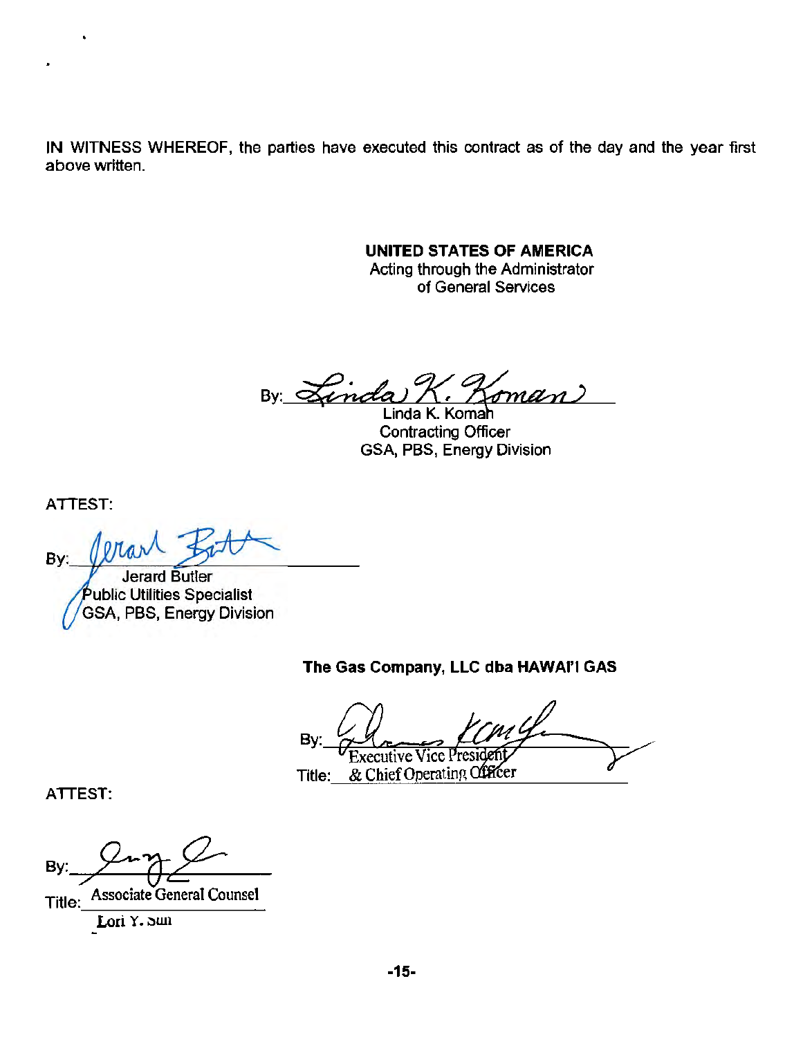IN WITNESS WHEREOF, the parties have executed this contract as of the day and the year first above written.

**UNITED STATES OF AMERICA**
Acting through the Administrator
of General Services

By: ______________________
Linda K. Koman
Contracting Officer
GSA, PBS, Energy Division

ATTEST:

By: ______________________
Jerard Butler
Public Utilities Specialist
GSA, PBS, Energy Division

**The Gas Company, LLC dba HAWAI'I GAS**

By: ______________________
Executive Vice President

Title: & Chief Operating Officer

ATTEST:

By: ______________________

Title: Associate General Counsel

Lori Y. Sun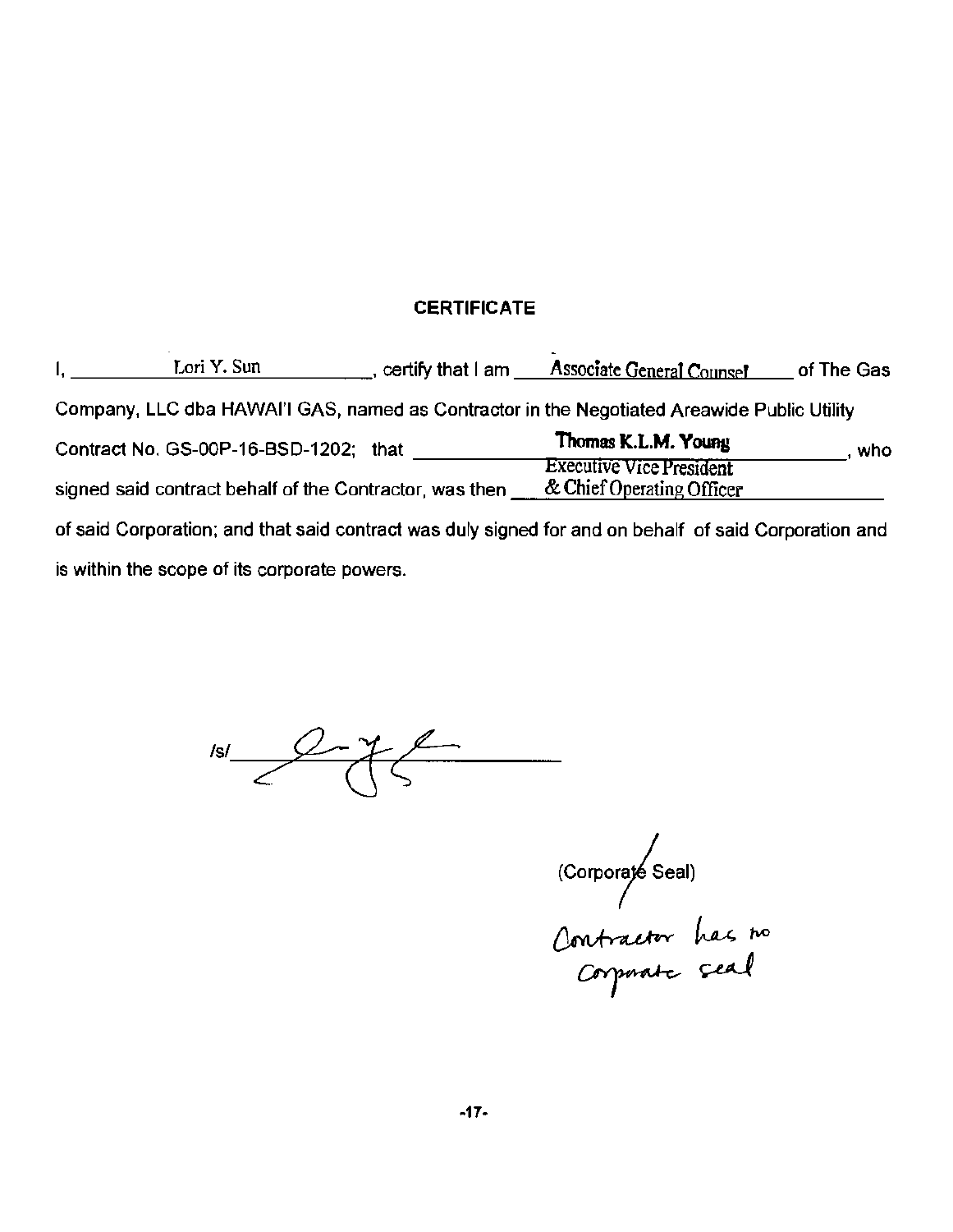## CERTIFICATE

I, Lori Y. Sun, certify that I am Associate General Counsel of The Gas Company, LLC dba HAWAI'I GAS, named as Contractor in the Negotiated Areawide Public Utility Contract No. GS-00P-16-BSD-1202; that Thomas K.L.M. Young, who signed said contract behalf of the Contractor, was then Executive Vice President & Chief Operating Officer of said Corporation; and that said contract was duly signed for and on behalf of said Corporation and is within the scope of its corporate powers.

/s/ ____________________

(Corporate Seal)

Contractor has no corporate seal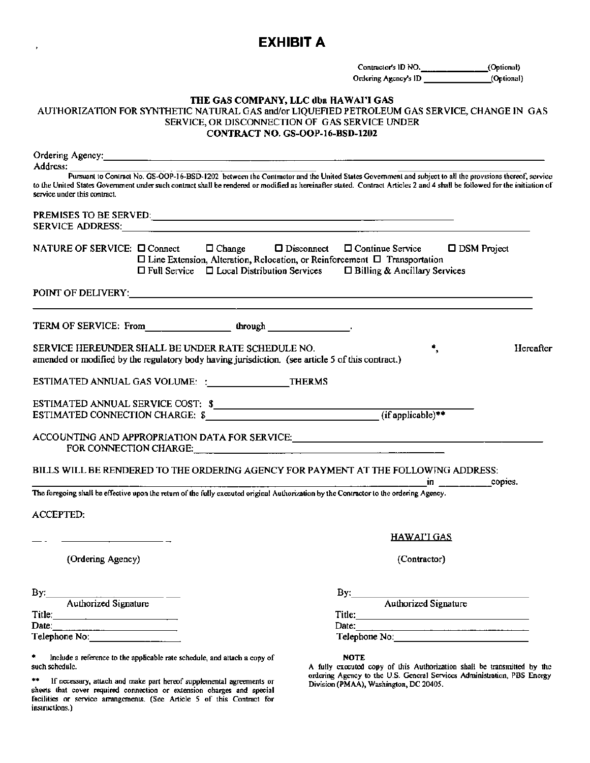# EXHIBIT A

Contractor's ID NO.______________(Optional)
Ordering Agency's ID ______________(Optional)

**THE GAS COMPANY, LLC dba HAWAI'I GAS**
AUTHORIZATION FOR SYNTHETIC NATURAL GAS and/or LIQUEFIED PETROLEUM GAS SERVICE, CHANGE IN GAS SERVICE, OR DISCONNECTION OF GAS SERVICE UNDER
**CONTRACT NO. GS-OOP-16-BSD-1202**

Ordering Agency:_______________________________________________

Address:

Pursuant to Contract No. GS-OOP-16-BSD-1202 between the Contractor and the United States Government and subject to all the provisions thereof, service to the United States Government under such contract shall be rendered or modified as hereinafter stated. Contract Articles 2 and 4 shall be followed for the initiation of service under this contract.

PREMISES TO BE SERVED:_______________________________________________

SERVICE ADDRESS:_______________________________________________

NATURE OF SERVICE: ☐ Connect ☐ Change ☐ Disconnect ☐ Continue Service ☐ DSM Project
☐ Line Extension, Alteration, Relocation, or Reinforcement ☐ Transportation
☐ Full Service ☐ Local Distribution Services ☐ Billing & Ancillary Services

POINT OF DELIVERY:_______________________________________________

TERM OF SERVICE: From________________ through ________________.

SERVICE HEREUNDER SHALL BE UNDER RATE SCHEDULE NO. *, Hereafter amended or modified by the regulatory body having jurisdiction. (see article 5 of this contract.)

ESTIMATED ANNUAL GAS VOLUME: :________________THERMS

ESTIMATED ANNUAL SERVICE COST: $_______________________________________________

ESTIMATED CONNECTION CHARGE: $_______________________________ (if applicable)**

ACCOUNTING AND APPROPRIATION DATA FOR SERVICE:_______________________________________________

FOR CONNECTION CHARGE:_______________________________________________

BILLS WILL BE RENDERED TO THE ORDERING AGENCY FOR PAYMENT AT THE FOLLOWING ADDRESS:

_______________________________________________ in __________copies.

The foregoing shall be effective upon the return of the fully executed original Authorization by the Contractor to the ordering Agency.

ACCEPTED:

| ____________________ | HAWAI'I GAS |
|---|---|
| (Ordering Agency) | (Contractor) |
| By:____________________ | By:____________________ |
| Authorized Signature | Authorized Signature |
| Title:____________________ | Title:____________________ |
| Date:____________________ | Date:____________________ |
| Telephone No:____________________ | Telephone No:____________________ |

\* Include a reference to the applicable rate schedule, and attach a copy of such schedule.

\*\* If necessary, attach and make part hereof supplemental agreements or sheets that cover required connection or extension charges and special facilities or service arrangements. (See Article 5 of this Contract for instructions.)

**NOTE**

A fully executed copy of this Authorization shall be transmitted by the ordering Agency to the U.S. General Services Administration, PBS Energy Division (PMAA), Washington, DC 20405.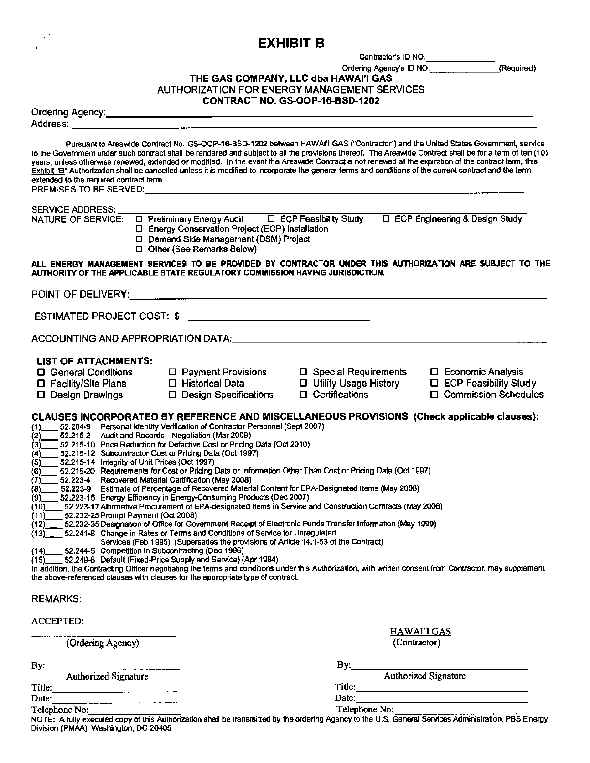# EXHIBIT B

Contractor's ID NO.\_\_\_\_\_\_\_\_\_\_\_\_\_\_

Ordering Agency's ID NO.\_\_\_\_\_\_\_\_\_\_\_\_\_\_(Required)

**THE GAS COMPANY, LLC dba HAWAI'I GAS**
AUTHORIZATION FOR ENERGY MANAGEMENT SERVICES
**CONTRACT NO. GS-OOP-16-BSD-1202**

Ordering Agency:\_\_\_\_\_\_\_\_\_\_\_\_\_\_\_\_\_\_\_\_\_\_\_\_\_\_\_\_\_\_\_\_\_\_\_\_\_\_\_\_\_\_\_\_\_\_\_\_\_\_\_\_

Address: \_\_\_\_\_\_\_\_\_\_\_\_\_\_\_\_\_\_\_\_\_\_\_\_\_\_\_\_\_\_\_\_\_\_\_\_\_\_\_\_\_\_\_\_\_\_\_\_\_\_\_\_\_\_\_\_\_

Pursuant to Areawide Contract No. GS-OOP-16-BSD-1202 between HAWAI'I GAS ("Contractor") and the United States Government, service to the Government under such contract shall be rendered and subject to all the provisions thereof. The Areawide Contract shall be for a term of ten (10) years, unless otherwise renewed, extended or modified. In the event the Areawide Contract is not renewed at the expiration of the contract term, this Exhibit "B" Authorization shall be cancelled unless it is modified to incorporate the general terms and conditions of the current contract and the term extended to the required contract term.

PREMISES TO BE SERVED:\_\_\_\_\_\_\_\_\_\_\_\_\_\_\_\_\_\_\_\_\_\_\_\_\_\_\_\_\_\_\_\_\_\_\_\_\_\_\_\_\_\_\_\_\_\_

SERVICE ADDRESS: \_\_\_\_\_\_\_\_\_\_\_\_\_\_\_\_\_\_\_\_\_\_\_\_\_\_\_\_\_\_\_\_\_\_\_\_\_\_\_\_\_\_\_\_\_\_\_\_\_\_

NATURE OF SERVICE:
- ☐ Preliminary Energy Audit
- ☐ ECP Feasibility Study
- ☐ ECP Engineering & Design Study
- ☐ Energy Conservation Project (ECP) Installation
- ☐ Demand Side Management (DSM) Project
- ☐ Other (See Remarks Below)

**ALL ENERGY MANAGEMENT SERVICES TO BE PROVIDED BY CONTRACTOR UNDER THIS AUTHORIZATION ARE SUBJECT TO THE AUTHORITY OF THE APPLICABLE STATE REGULATORY COMMISSION HAVING JURISDICTION.**

POINT OF DELIVERY:\_\_\_\_\_\_\_\_\_\_\_\_\_\_\_\_\_\_\_\_\_\_\_\_\_\_\_\_\_\_\_\_\_\_\_\_\_\_\_\_\_\_\_\_\_\_\_\_\_\_

ESTIMATED PROJECT COST: $ \_\_\_\_\_\_\_\_\_\_\_\_\_\_\_\_\_\_\_\_\_\_\_\_\_\_\_\_\_\_

ACCOUNTING AND APPROPRIATION DATA:\_\_\_\_\_\_\_\_\_\_\_\_\_\_\_\_\_\_\_\_\_\_\_\_\_\_\_\_\_\_\_\_\_\_

**LIST OF ATTACHMENTS:**

| | | | |
|---|---|---|---|
| ☐ General Conditions | ☐ Payment Provisions | ☐ Special Requirements | ☐ Economic Analysis |
| ☐ Facility/Site Plans | ☐ Historical Data | ☐ Utility Usage History | ☐ ECP Feasibility Study |
| ☐ Design Drawings | ☐ Design Specifications | ☐ Certifications | ☐ Commission Schedules |

**CLAUSES INCORPORATED BY REFERENCE AND MISCELLANEOUS PROVISIONS (Check applicable clauses):**

(1)\_\_\_\_ 52.204-9 Personal Identity Verification of Contractor Personnel (Sept 2007)
(2)\_\_\_\_ 52.215-2 Audit and Records—Negotiation (Mar 2009)
(3)\_\_\_\_ 52.215-10 Price Reduction for Defective Cost or Pricing Data (Oct 2010)
(4)\_\_\_\_ 52.215-12 Subcontractor Cost or Pricing Data (Oct 1997)
(5)\_\_\_\_ 52.215-14 Integrity of Unit Prices (Oct 1997)
(6)\_\_\_\_ 52.215-20 Requirements for Cost or Pricing Data or Information Other Than Cost or Pricing Data (Oct 1997)
(7)\_\_\_\_ 52.223-4 Recovered Material Certification (May 2008)
(8)\_\_\_\_ 52.223-9 Estimate of Percentage of Recovered Material Content for EPA-Designated Items (May 2008)
(9)\_\_\_\_ 52.223-15 Energy Efficiency in Energy-Consuming Products (Dec 2007)
(10)\_\_\_\_ 52.223-17 Affirmative Procurement of EPA-designated Items in Service and Construction Contracts (May 2008)
(11)\_\_\_\_ 52.232-25 Prompt Payment (Oct 2008)
(12)\_\_\_\_ 52.232-35 Designation of Office for Government Receipt of Electronic Funds Transfer Information (May 1999)
(13)\_\_\_\_ 52.241-8 Change in Rates or Terms and Conditions of Service for Unregulated Services (Feb 1995) (Supersedes the provisions of Article 14.1-53 of the Contract)
(14)\_\_\_\_ 52.244-5 Competition in Subcontracting (Dec 1996)
(15)\_\_\_\_ 52.249-8 Default (Fixed-Price Supply and Service) (Apr 1984)

In addition, the Contracting Officer negotiating the terms and conditions under this Authorization, with written consent from Contractor, may supplement the above-referenced clauses with clauses for the appropriate type of contract.

REMARKS:

ACCEPTED:

| | |
|---|---|
| \_\_\_\_\_\_\_\_\_\_\_\_\_\_\_\_\_\_\_\_ | HAWAI'I GAS |
| (Ordering Agency) | (Contractor) |
| By:\_\_\_\_\_\_\_\_\_\_\_\_\_\_\_\_\_\_ | By:\_\_\_\_\_\_\_\_\_\_\_\_\_\_\_\_\_\_ |
| Authorized Signature | Authorized Signature |
| Title:\_\_\_\_\_\_\_\_\_\_\_\_\_\_\_\_ | Title:\_\_\_\_\_\_\_\_\_\_\_\_\_\_\_\_ |
| Date:\_\_\_\_\_\_\_\_\_\_\_\_\_\_\_\_ | Date:\_\_\_\_\_\_\_\_\_\_\_\_\_\_\_\_ |
| Telephone No:\_\_\_\_\_\_\_\_\_\_\_\_ | Telephone No:\_\_\_\_\_\_\_\_\_\_\_\_ |

NOTE: A fully executed copy of this Authorization shall be transmitted by the ordering Agency to the U.S. General Services Administration, PBS Energy Division (PMAA), Washington, DC 20405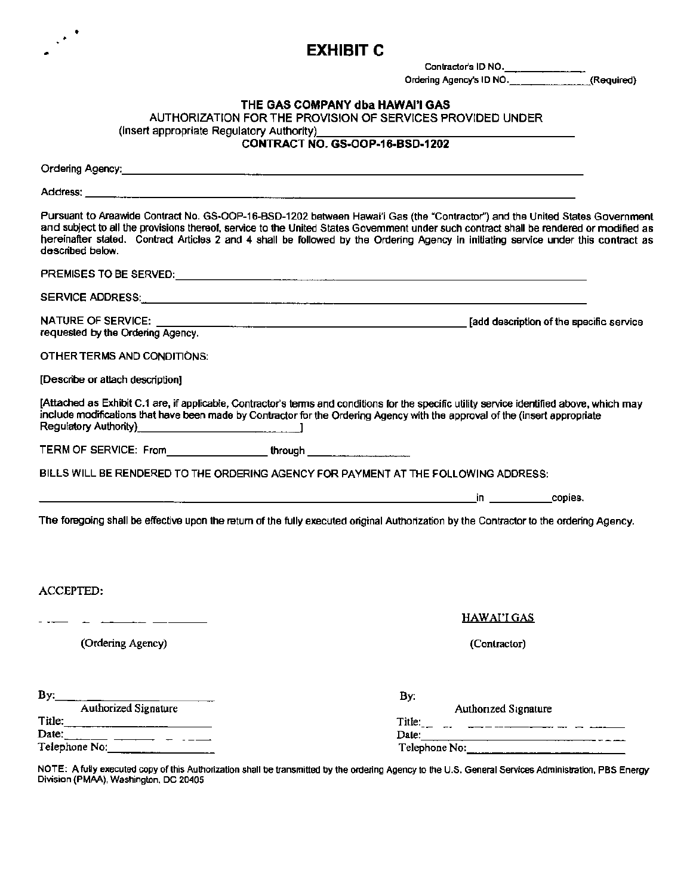# EXHIBIT C

Contractor's ID NO.______________

Ordering Agency's ID NO.______________(Required)

**THE GAS COMPANY dba HAWAI'I GAS**

AUTHORIZATION FOR THE PROVISION OF SERVICES PROVIDED UNDER

(insert appropriate Regulatory Authority)________________________________

**CONTRACT NO. GS-OOP-16-BSD-1202**

Ordering Agency:________________________________________________________________

Address: ________________________________________________________________

Pursuant to Areawide Contract No. GS-OOP-16-BSD-1202 between Hawai'i Gas (the "Contractor") and the United States Government and subject to all the provisions thereof, service to the United States Government under such contract shall be rendered or modified as hereinafter stated. Contract Articles 2 and 4 shall be followed by the Ordering Agency in initiating service under this contract as described below.

PREMISES TO BE SERVED:________________________________________________________________

SERVICE ADDRESS:________________________________________________________________

NATURE OF SERVICE: ________________________________________ [add description of the specific service requested by the Ordering Agency.

OTHER TERMS AND CONDITIONS:

[Describe or attach description]

[Attached as Exhibit C.1 are, if applicable, Contractor's terms and conditions for the specific utility service identified above, which may include modifications that have been made by Contractor for the Ordering Agency with the approval of the (insert appropriate Regulatory Authority)__________________________]

TERM OF SERVICE: From________________ through ________________

BILLS WILL BE RENDERED TO THE ORDERING AGENCY FOR PAYMENT AT THE FOLLOWING ADDRESS:

________________________________________________________________in __________copies.

The foregoing shall be effective upon the return of the fully executed original Authorization by the Contractor to the ordering Agency.

ACCEPTED:

| | |
|---|---|
| ________________________ | HAWAI'I GAS |
| (Ordering Agency) | (Contractor) |
| By:________________________ | By: |
| Authorized Signature | Authorized Signature |
| Title:________________________ | Title:________________________ |
| Date:________________________ | Date:________________________ |
| Telephone No:________________ | Telephone No:________________ |

NOTE: A fully executed copy of this Authorization shall be transmitted by the ordering Agency to the U.S. General Services Administration, PBS Energy Division (PMAA), Washington, DC 20405